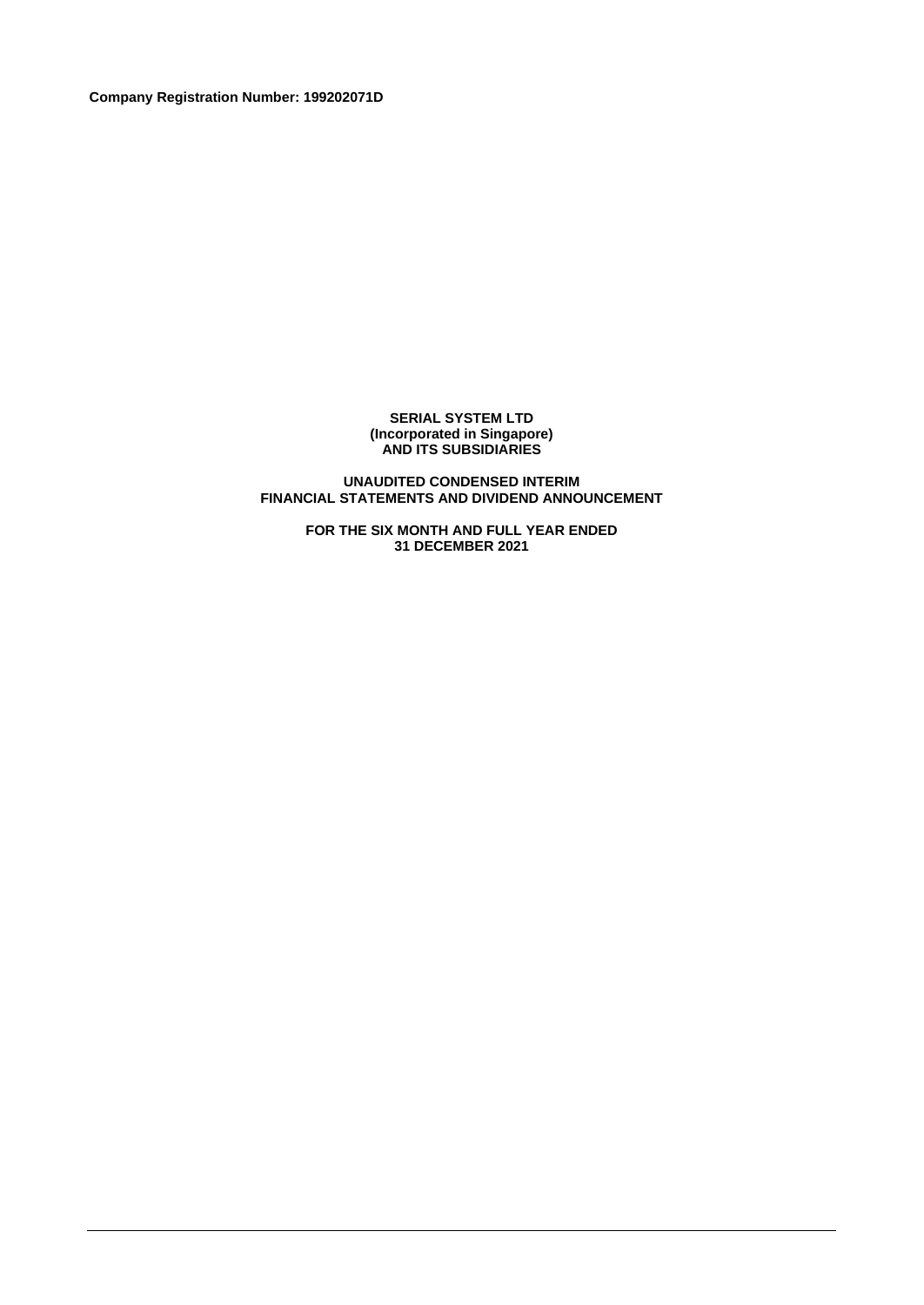**Company Registration Number: 199202071D**

**SERIAL SYSTEM LTD**
**(Incorporated in Singapore)**
**AND ITS SUBSIDIARIES**

**UNAUDITED CONDENSED INTERIM**
**FINANCIAL STATEMENTS AND DIVIDEND ANNOUNCEMENT**

**FOR THE SIX MONTH AND FULL YEAR ENDED**
**31 DECEMBER 2021**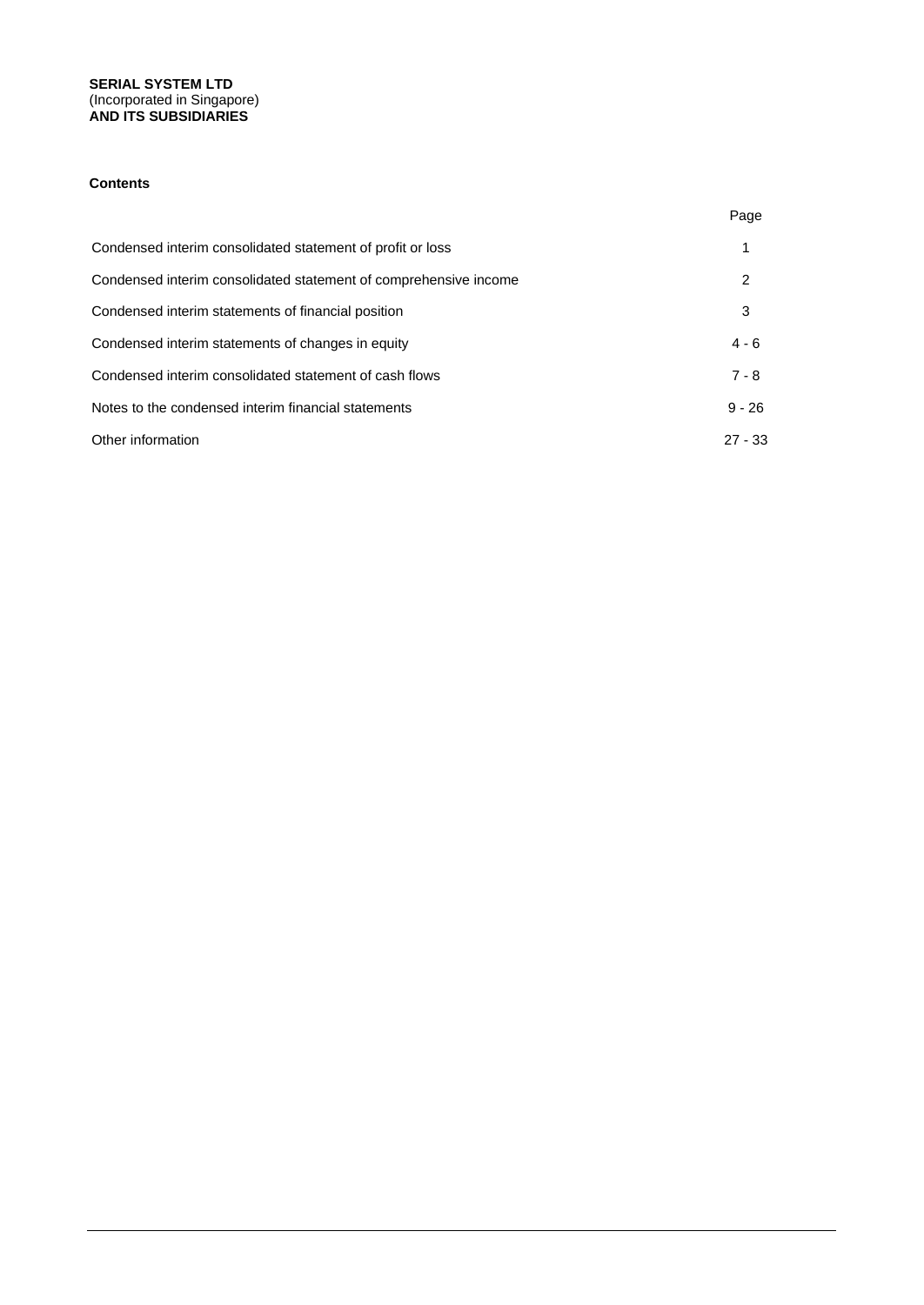**SERIAL SYSTEM LTD**
(Incorporated in Singapore)
**AND ITS SUBSIDIARIES**

**Contents**

| | Page |
|---|---|
| Condensed interim consolidated statement of profit or loss | 1 |
| Condensed interim consolidated statement of comprehensive income | 2 |
| Condensed interim statements of financial position | 3 |
| Condensed interim statements of changes in equity | 4 - 6 |
| Condensed interim consolidated statement of cash flows | 7 - 8 |
| Notes to the condensed interim financial statements | 9 - 26 |
| Other information | 27 - 33 |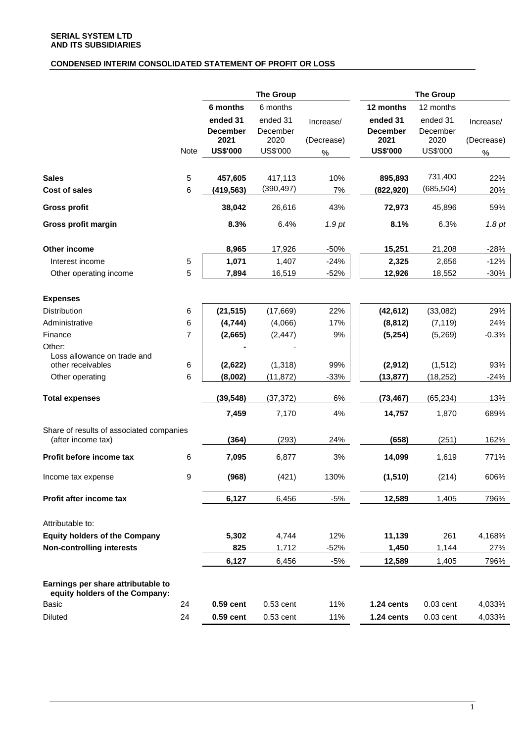**SERIAL SYSTEM LTD**
**AND ITS SUBSIDIARIES**

## CONDENSED INTERIM CONSOLIDATED STATEMENT OF PROFIT OR LOSS

| | | The Group | | | The Group | | |
|---|---|---|---|---|---|---|---|
| | | **6 months ended 31 December 2021** | 6 months ended 31 December 2020 | Increase/ (Decrease) | **12 months ended 31 December 2021** | 12 months ended 31 December 2020 | Increase/ (Decrease) |
| | Note | **US$'000** | US$'000 | % | **US$'000** | US$'000 | % |
| **Sales** | 5 | **457,605** | 417,113 | 10% | **895,893** | 731,400 | 22% |
| **Cost of sales** | 6 | **(419,563)** | (390,497) | 7% | **(822,920)** | (685,504) | 20% |
| **Gross profit** | | **38,042** | 26,616 | 43% | **72,973** | 45,896 | 59% |
| **Gross profit margin** | | **8.3%** | 6.4% | *1.9 pt* | **8.1%** | 6.3% | *1.8 pt* |
| **Other income** | | **8,965** | 17,926 | -50% | **15,251** | 21,208 | -28% |
| Interest income | 5 | **1,071** | 1,407 | -24% | **2,325** | 2,656 | -12% |
| Other operating income | 5 | **7,894** | 16,519 | -52% | **12,926** | 18,552 | -30% |
| **Expenses** | | | | | | | |
| Distribution | 6 | **(21,515)** | (17,669) | 22% | **(42,612)** | (33,082) | 29% |
| Administrative | 6 | **(4,744)** | (4,066) | 17% | **(8,812)** | (7,119) | 24% |
| Finance | 7 | **(2,665)** | (2,447) | 9% | **(5,254)** | (5,269) | -0.3% |
| Other: | | **-** | - | | | | |
| Loss allowance on trade and other receivables | 6 | **(2,622)** | (1,318) | 99% | **(2,912)** | (1,512) | 93% |
| Other operating | 6 | **(8,002)** | (11,872) | -33% | **(13,877)** | (18,252) | -24% |
| **Total expenses** | | **(39,548)** | (37,372) | 6% | **(73,467)** | (65,234) | 13% |
| | | **7,459** | 7,170 | 4% | **14,757** | 1,870 | 689% |
| Share of results of associated companies (after income tax) | | **(364)** | (293) | 24% | **(658)** | (251) | 162% |
| **Profit before income tax** | 6 | **7,095** | 6,877 | 3% | **14,099** | 1,619 | 771% |
| Income tax expense | 9 | **(968)** | (421) | 130% | **(1,510)** | (214) | 606% |
| **Profit after income tax** | | **6,127** | 6,456 | -5% | **12,589** | 1,405 | 796% |
| Attributable to: | | | | | | | |
| **Equity holders of the Company** | | **5,302** | 4,744 | 12% | **11,139** | 261 | 4,168% |
| **Non-controlling interests** | | **825** | 1,712 | -52% | **1,450** | 1,144 | 27% |
| | | **6,127** | 6,456 | -5% | **12,589** | 1,405 | 796% |
| **Earnings per share attributable to equity holders of the Company:** | | | | | | | |
| Basic | 24 | **0.59 cent** | 0.53 cent | 11% | **1.24 cents** | 0.03 cent | 4,033% |
| Diluted | 24 | **0.59 cent** | 0.53 cent | 11% | **1.24 cents** | 0.03 cent | 4,033% |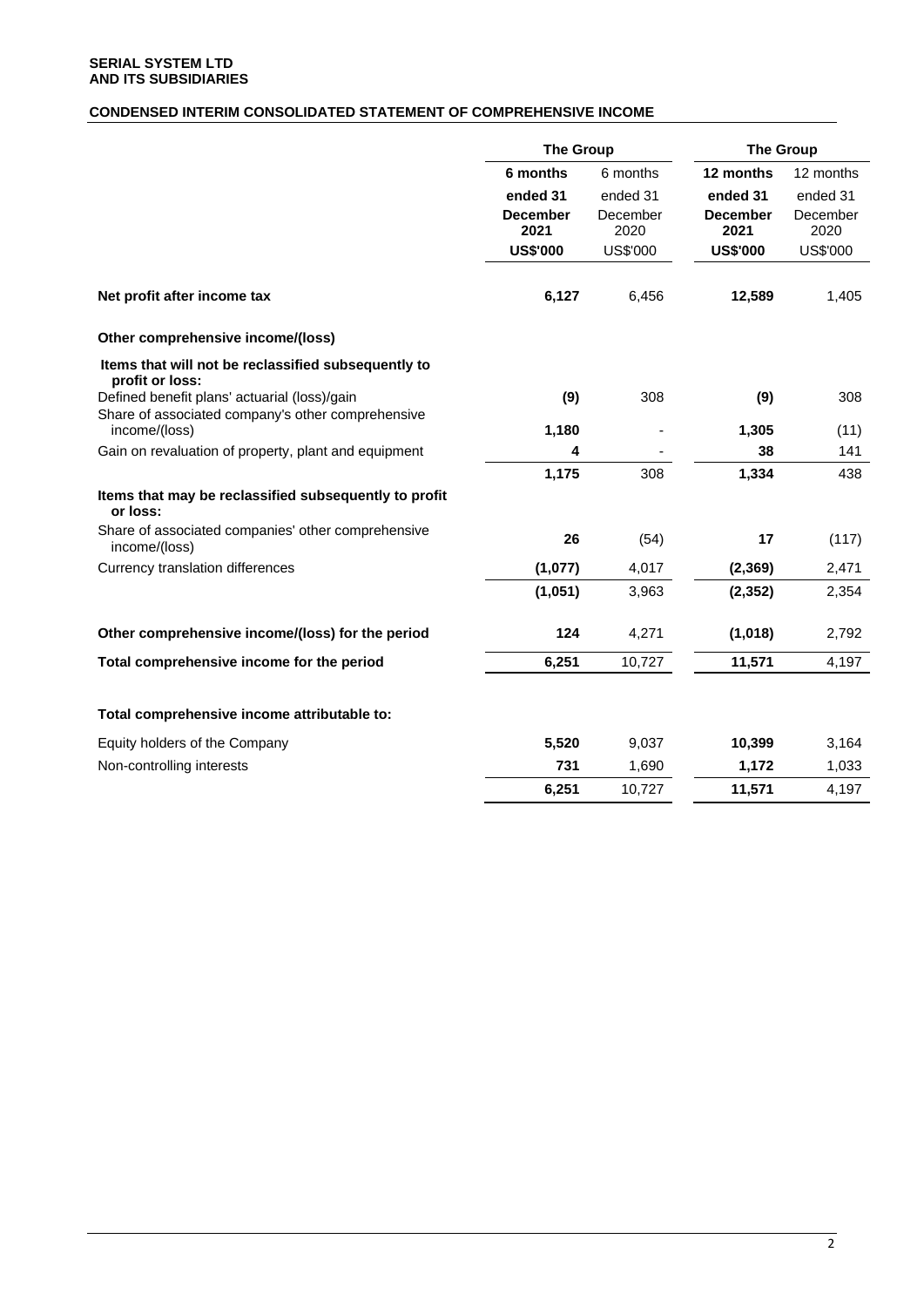**SERIAL SYSTEM LTD**
**AND ITS SUBSIDIARIES**

## CONDENSED INTERIM CONSOLIDATED STATEMENT OF COMPREHENSIVE INCOME

| | The Group | | The Group | |
|---|---|---|---|---|
| | **6 months ended 31 December 2021** | 6 months ended 31 December 2020 | **12 months ended 31 December 2021** | 12 months ended 31 December 2020 |
| | **US$'000** | US$'000 | **US$'000** | US$'000 |
| **Net profit after income tax** | **6,127** | 6,456 | **12,589** | 1,405 |
| **Other comprehensive income/(loss)** | | | | |
| **Items that will not be reclassified subsequently to profit or loss:** | | | | |
| Defined benefit plans' actuarial (loss)/gain | **(9)** | 308 | **(9)** | 308 |
| Share of associated company's other comprehensive income/(loss) | **1,180** | - | **1,305** | (11) |
| Gain on revaluation of property, plant and equipment | **4** | - | **38** | 141 |
| | **1,175** | 308 | **1,334** | 438 |
| **Items that may be reclassified subsequently to profit or loss:** | | | | |
| Share of associated companies' other comprehensive income/(loss) | **26** | (54) | **17** | (117) |
| Currency translation differences | **(1,077)** | 4,017 | **(2,369)** | 2,471 |
| | **(1,051)** | 3,963 | **(2,352)** | 2,354 |
| **Other comprehensive income/(loss) for the period** | **124** | 4,271 | **(1,018)** | 2,792 |
| **Total comprehensive income for the period** | **6,251** | 10,727 | **11,571** | 4,197 |
| **Total comprehensive income attributable to:** | | | | |
| Equity holders of the Company | **5,520** | 9,037 | **10,399** | 3,164 |
| Non-controlling interests | **731** | 1,690 | **1,172** | 1,033 |
| | **6,251** | 10,727 | **11,571** | 4,197 |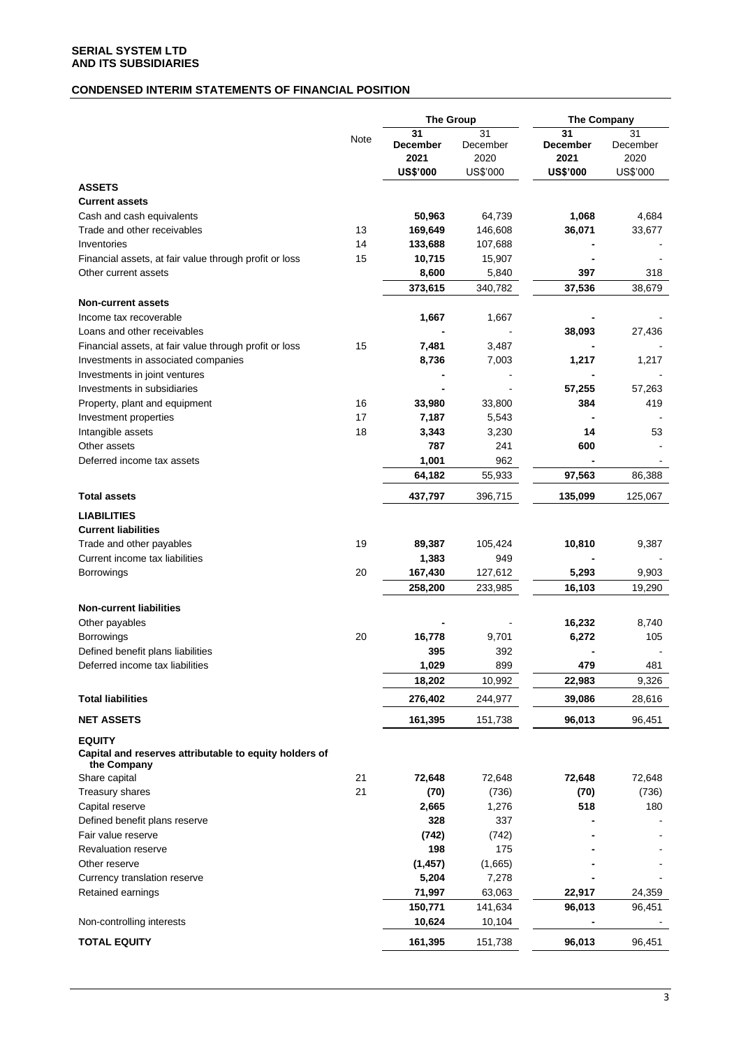**SERIAL SYSTEM LTD**
**AND ITS SUBSIDIARIES**

## CONDENSED INTERIM STATEMENTS OF FINANCIAL POSITION

| | Note | The Group | | The Company | |
|---|---|---|---|---|---|
| | | **31 December 2021** | 31 December 2020 | **31 December 2021** | 31 December 2020 |
| | | **US$'000** | US$'000 | **US$'000** | US$'000 |
| **ASSETS** | | | | | |
| **Current assets** | | | | | |
| Cash and cash equivalents | | **50,963** | 64,739 | **1,068** | 4,684 |
| Trade and other receivables | 13 | **169,649** | 146,608 | **36,071** | 33,677 |
| Inventories | 14 | **133,688** | 107,688 | **-** | - |
| Financial assets, at fair value through profit or loss | 15 | **10,715** | 15,907 | **-** | - |
| Other current assets | | **8,600** | 5,840 | **397** | 318 |
| | | **373,615** | 340,782 | **37,536** | 38,679 |
| **Non-current assets** | | | | | |
| Income tax recoverable | | **1,667** | 1,667 | **-** | - |
| Loans and other receivables | | **-** | - | **38,093** | 27,436 |
| Financial assets, at fair value through profit or loss | 15 | **7,481** | 3,487 | **-** | - |
| Investments in associated companies | | **8,736** | 7,003 | **1,217** | 1,217 |
| Investments in joint ventures | | **-** | - | **-** | - |
| Investments in subsidiaries | | **-** | - | **57,255** | 57,263 |
| Property, plant and equipment | 16 | **33,980** | 33,800 | **384** | 419 |
| Investment properties | 17 | **7,187** | 5,543 | **-** | - |
| Intangible assets | 18 | **3,343** | 3,230 | **14** | 53 |
| Other assets | | **787** | 241 | **600** | - |
| Deferred income tax assets | | **1,001** | 962 | **-** | - |
| | | **64,182** | 55,933 | **97,563** | 86,388 |
| **Total assets** | | **437,797** | 396,715 | **135,099** | 125,067 |
| **LIABILITIES** | | | | | |
| **Current liabilities** | | | | | |
| Trade and other payables | 19 | **89,387** | 105,424 | **10,810** | 9,387 |
| Current income tax liabilities | | **1,383** | 949 | **-** | - |
| Borrowings | 20 | **167,430** | 127,612 | **5,293** | 9,903 |
| | | **258,200** | 233,985 | **16,103** | 19,290 |
| **Non-current liabilities** | | | | | |
| Other payables | | **-** | - | **16,232** | 8,740 |
| Borrowings | 20 | **16,778** | 9,701 | **6,272** | 105 |
| Defined benefit plans liabilities | | **395** | 392 | **-** | - |
| Deferred income tax liabilities | | **1,029** | 899 | **479** | 481 |
| | | **18,202** | 10,992 | **22,983** | 9,326 |
| **Total liabilities** | | **276,402** | 244,977 | **39,086** | 28,616 |
| **NET ASSETS** | | **161,395** | 151,738 | **96,013** | 96,451 |
| **EQUITY** | | | | | |
| **Capital and reserves attributable to equity holders of the Company** | | | | | |
| Share capital | 21 | **72,648** | 72,648 | **72,648** | 72,648 |
| Treasury shares | 21 | **(70)** | (736) | **(70)** | (736) |
| Capital reserve | | **2,665** | 1,276 | **518** | 180 |
| Defined benefit plans reserve | | **328** | 337 | **-** | - |
| Fair value reserve | | **(742)** | (742) | **-** | - |
| Revaluation reserve | | **198** | 175 | **-** | - |
| Other reserve | | **(1,457)** | (1,665) | **-** | - |
| Currency translation reserve | | **5,204** | 7,278 | **-** | - |
| Retained earnings | | **71,997** | 63,063 | **22,917** | 24,359 |
| | | **150,771** | 141,634 | **96,013** | 96,451 |
| Non-controlling interests | | **10,624** | 10,104 | **-** | - |
| **TOTAL EQUITY** | | **161,395** | 151,738 | **96,013** | 96,451 |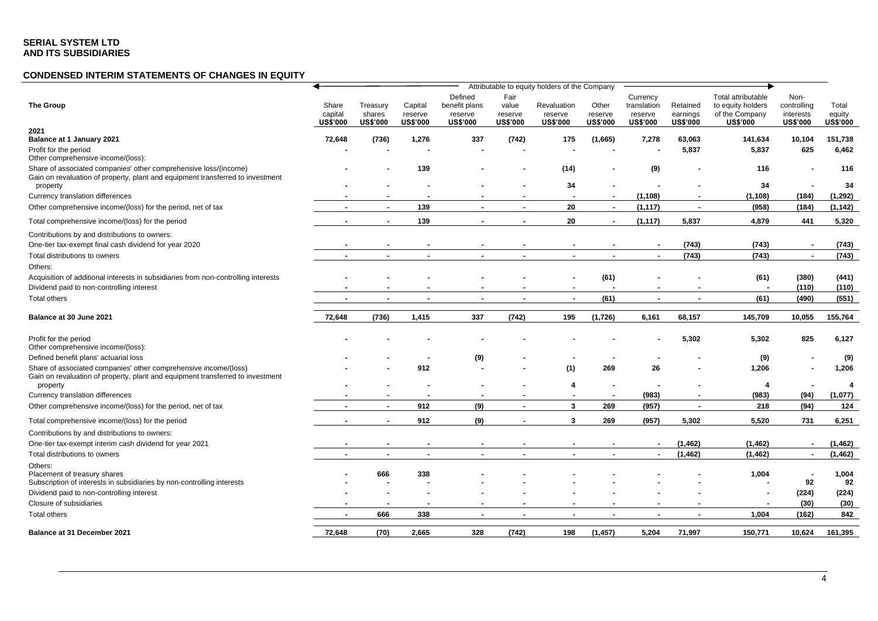**SERIAL SYSTEM LTD**
**AND ITS SUBSIDIARIES**

## CONDENSED INTERIM STATEMENTS OF CHANGES IN EQUITY

| The Group | Attributable to equity holders of the Company | | | | | | | | | | | |
|---|---|---|---|---|---|---|---|---|---|---|---|---|
| | Share capital US$'000 | Treasury shares US$'000 | Capital reserve US$'000 | Defined benefit plans reserve US$'000 | Fair value reserve US$'000 | Revaluation reserve US$'000 | Other reserve US$'000 | Currency translation reserve US$'000 | Retained earnings US$'000 | Total attributable to equity holders of the Company US$'000 | Non-controlling interests US$'000 | Total equity US$'000 |
| **2021** | | | | | | | | | | | | |
| **Balance at 1 January 2021** | **72,648** | **(736)** | **1,276** | **337** | **(742)** | **175** | **(1,665)** | **7,278** | **63,063** | **141,634** | **10,104** | **151,738** |
| Profit for the period | **-** | **-** | **-** | **-** | **-** | **-** | **-** | **-** | **5,837** | **5,837** | **625** | **6,462** |
| Other comprehensive income/(loss): | | | | | | | | | | | | |
| Share of associated companies' other comprehensive loss/(income) | **-** | **-** | **139** | **-** | **-** | **(14)** | **-** | **(9)** | **-** | **116** | **-** | **116** |
| Gain on revaluation of property, plant and equipment transferred to investment property | **-** | **-** | **-** | **-** | **-** | **34** | **-** | **-** | **-** | **34** | **-** | **34** |
| Currency translation differences | **-** | **-** | **-** | **-** | **-** | **-** | **-** | **(1,108)** | **-** | **(1,108)** | **(184)** | **(1,292)** |
| Other comprehensive income/(loss) for the period, net of tax | **-** | **-** | **139** | **-** | **-** | **20** | **-** | **(1,117)** | **-** | **(958)** | **(184)** | **(1,142)** |
| Total comprehensive income/(loss) for the period | **-** | **-** | **139** | **-** | **-** | **20** | **-** | **(1,117)** | **5,837** | **4,879** | **441** | **5,320** |
| Contributions by and distributions to owners: | | | | | | | | | | | | |
| One-tier tax-exempt final cash dividend for year 2020 | **-** | **-** | **-** | **-** | **-** | **-** | **-** | **-** | **(743)** | **(743)** | **-** | **(743)** |
| Total distributions to owners | **-** | **-** | **-** | **-** | **-** | **-** | **-** | **-** | **(743)** | **(743)** | **-** | **(743)** |
| Others: | | | | | | | | | | | | |
| Acquisition of additional interests in subsidiaries from non-controlling interests | **-** | **-** | **-** | **-** | **-** | **-** | **(61)** | **-** | **-** | **(61)** | **(380)** | **(441)** |
| Dividend paid to non-controlling interest | **-** | **-** | **-** | **-** | **-** | **-** | **-** | **-** | **-** | **-** | **(110)** | **(110)** |
| Total others | **-** | **-** | **-** | **-** | **-** | **-** | **(61)** | **-** | **-** | **(61)** | **(490)** | **(551)** |
| **Balance at 30 June 2021** | **72,648** | **(736)** | **1,415** | **337** | **(742)** | **195** | **(1,726)** | **6,161** | **68,157** | **145,709** | **10,055** | **155,764** |
| Profit for the period | **-** | **-** | **-** | **-** | **-** | **-** | **-** | **-** | **5,302** | **5,302** | **825** | **6,127** |
| Other comprehensive income/(loss): | | | | | | | | | | | | |
| Defined benefit plans' actuarial loss | **-** | **-** | **-** | **(9)** | **-** | **-** | **-** | **-** | **-** | **(9)** | **-** | **(9)** |
| Share of associated companies' other comprehensive income/(loss) | **-** | **-** | **912** | **-** | **-** | **(1)** | **269** | **26** | **-** | **1,206** | **-** | **1,206** |
| Gain on revaluation of property, plant and equipment transferred to investment property | **-** | **-** | **-** | **-** | **-** | **4** | **-** | **-** | **-** | **4** | **-** | **4** |
| Currency translation differences | **-** | **-** | **-** | **-** | **-** | **-** | **-** | **(983)** | **-** | **(983)** | **(94)** | **(1,077)** |
| Other comprehensive income/(loss) for the period, net of tax | **-** | **-** | **912** | **(9)** | **-** | **3** | **269** | **(957)** | **-** | **218** | **(94)** | **124** |
| Total comprehensive income/(loss) for the period | **-** | **-** | **912** | **(9)** | **-** | **3** | **269** | **(957)** | **5,302** | **5,520** | **731** | **6,251** |
| Contributions by and distributions to owners: | | | | | | | | | | | | |
| One-tier tax-exempt interim cash dividend for year 2021 | **-** | **-** | **-** | **-** | **-** | **-** | **-** | **-** | **(1,462)** | **(1,462)** | **-** | **(1,462)** |
| Total distributions to owners | **-** | **-** | **-** | **-** | **-** | **-** | **-** | **-** | **(1,462)** | **(1,462)** | **-** | **(1,462)** |
| Others: | | | | | | | | | | | | |
| Placement of treasury shares | **-** | **666** | **338** | **-** | **-** | **-** | **-** | **-** | **-** | **1,004** | **-** | **1,004** |
| Subscription of interests in subsidiaries by non-controlling interests | **-** | **-** | **-** | **-** | **-** | **-** | **-** | **-** | **-** | **-** | **92** | **92** |
| Dividend paid to non-controlling interest | **-** | **-** | **-** | **-** | **-** | **-** | **-** | **-** | **-** | **-** | **(224)** | **(224)** |
| Closure of subsidiaries | **-** | **-** | **-** | **-** | **-** | **-** | **-** | **-** | **-** | **-** | **(30)** | **(30)** |
| Total others | **-** | **666** | **338** | **-** | **-** | **-** | **-** | **-** | **-** | **1,004** | **(162)** | **842** |
| **Balance at 31 December 2021** | **72,648** | **(70)** | **2,665** | **328** | **(742)** | **198** | **(1,457)** | **5,204** | **71,997** | **150,771** | **10,624** | **161,395** |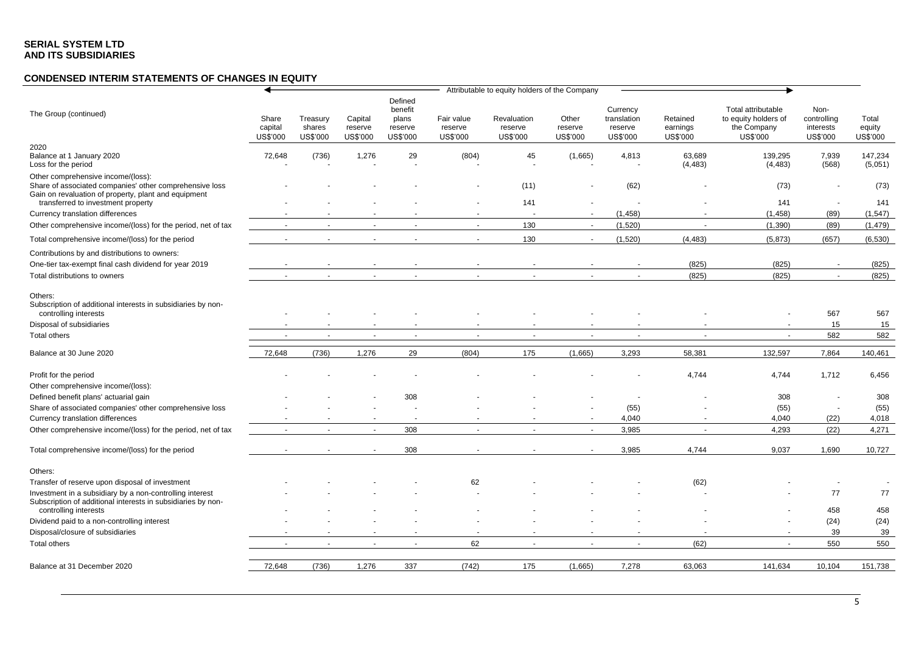**SERIAL SYSTEM LTD**
**AND ITS SUBSIDIARIES**

**CONDENSED INTERIM STATEMENTS OF CHANGES IN EQUITY**

| The Group (continued) | Share capital US$'000 | Treasury shares US$'000 | Capital reserve US$'000 | Defined benefit plans reserve US$'000 | Fair value reserve US$'000 | Revaluation reserve US$'000 | Other reserve US$'000 | Currency translation reserve US$'000 | Retained earnings US$'000 | Total attributable to equity holders of the Company US$'000 | Non-controlling interests US$'000 | Total equity US$'000 |
|---|---|---|---|---|---|---|---|---|---|---|---|---|
| | Attributable to equity holders of the Company | | | | | | | | | | | |
| 2020 | | | | | | | | | | | | |
| Balance at 1 January 2020 | 72,648 | (736) | 1,276 | 29 | (804) | 45 | (1,665) | 4,813 | 63,689 | 139,295 | 7,939 | 147,234 |
| Loss for the period | - | - | - | - | - | - | - | - | (4,483) | (4,483) | (568) | (5,051) |
| Other comprehensive income/(loss): | | | | | | | | | | | | |
| Share of associated companies' other comprehensive loss | - | - | - | - | - | (11) | - | (62) | - | (73) | - | (73) |
| Gain on revaluation of property, plant and equipment transferred to investment property | - | - | - | - | - | 141 | - | - | - | 141 | - | 141 |
| Currency translation differences | - | - | - | - | - | - | - | (1,458) | - | (1,458) | (89) | (1,547) |
| Other comprehensive income/(loss) for the period, net of tax | - | - | - | - | - | 130 | - | (1,520) | - | (1,390) | (89) | (1,479) |
| Total comprehensive income/(loss) for the period | - | - | - | - | - | 130 | - | (1,520) | (4,483) | (5,873) | (657) | (6,530) |
| Contributions by and distributions to owners: | | | | | | | | | | | | |
| One-tier tax-exempt final cash dividend for year 2019 | - | - | - | - | - | - | - | - | (825) | (825) | - | (825) |
| Total distributions to owners | - | - | - | - | - | - | - | - | (825) | (825) | - | (825) |
| Others: | | | | | | | | | | | | |
| Subscription of additional interests in subsidiaries by non-controlling interests | - | - | - | - | - | - | - | - | - | - | 567 | 567 |
| Disposal of subsidiaries | - | - | - | - | - | - | - | - | - | - | 15 | 15 |
| Total others | - | - | - | - | - | - | - | - | - | - | 582 | 582 |
| Balance at 30 June 2020 | 72,648 | (736) | 1,276 | 29 | (804) | 175 | (1,665) | 3,293 | 58,381 | 132,597 | 7,864 | 140,461 |
| Profit for the period | - | - | - | - | - | - | - | - | 4,744 | 4,744 | 1,712 | 6,456 |
| Other comprehensive income/(loss): | | | | | | | | | | | | |
| Defined benefit plans' actuarial gain | - | - | - | 308 | - | - | - | - | - | 308 | - | 308 |
| Share of associated companies' other comprehensive loss | - | - | - | - | - | - | - | (55) | - | (55) | - | (55) |
| Currency translation differences | - | - | - | - | - | - | - | 4,040 | - | 4,040 | (22) | 4,018 |
| Other comprehensive income/(loss) for the period, net of tax | - | - | - | 308 | - | - | - | 3,985 | - | 4,293 | (22) | 4,271 |
| Total comprehensive income/(loss) for the period | - | - | - | 308 | - | - | - | 3,985 | 4,744 | 9,037 | 1,690 | 10,727 |
| Others: | | | | | | | | | | | | |
| Transfer of reserve upon disposal of investment | - | - | - | - | 62 | - | - | - | (62) | - | - | - |
| Investment in a subsidiary by a non-controlling interest | - | - | - | - | - | - | - | - | - | - | 77 | 77 |
| Subscription of additional interests in subsidiaries by non-controlling interests | - | - | - | - | - | - | - | - | - | - | 458 | 458 |
| Dividend paid to a non-controlling interest | - | - | - | - | - | - | - | - | - | - | (24) | (24) |
| Disposal/closure of subsidiaries | - | - | - | - | - | - | - | - | - | - | 39 | 39 |
| Total others | - | - | - | - | 62 | - | - | - | (62) | - | 550 | 550 |
| Balance at 31 December 2020 | 72,648 | (736) | 1,276 | 337 | (742) | 175 | (1,665) | 7,278 | 63,063 | 141,634 | 10,104 | 151,738 |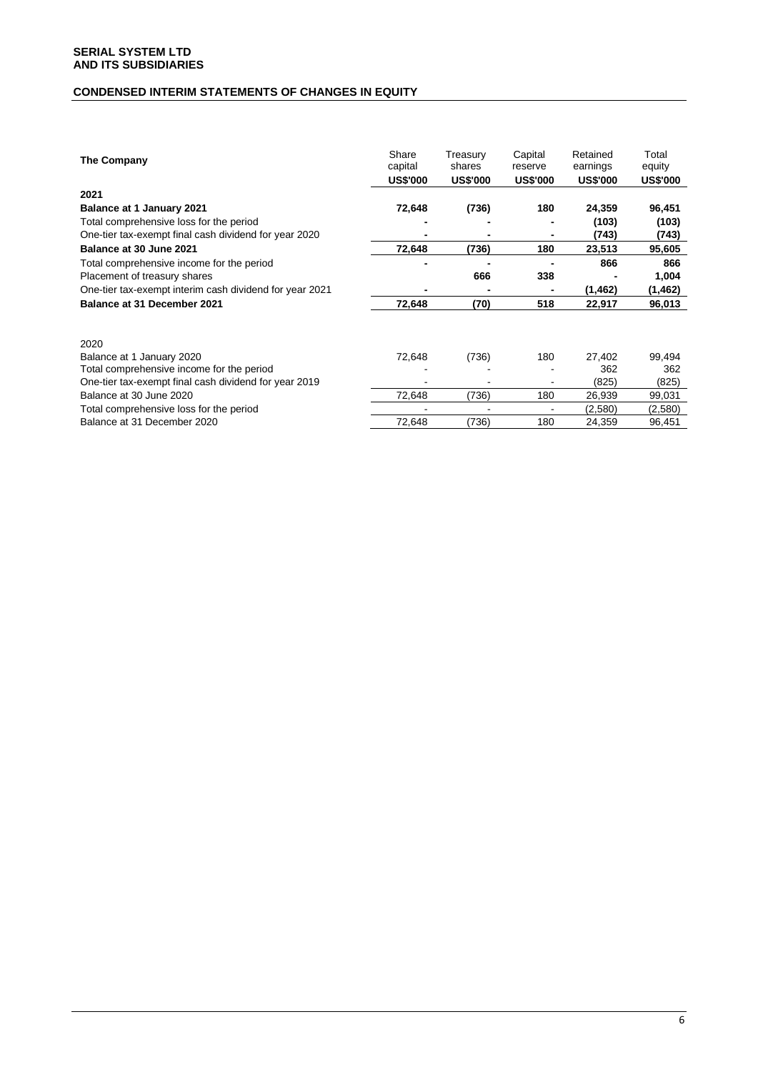**SERIAL SYSTEM LTD**
**AND ITS SUBSIDIARIES**

## CONDENSED INTERIM STATEMENTS OF CHANGES IN EQUITY

| The Company | Share capital | Treasury shares | Capital reserve | Retained earnings | Total equity |
|---|---|---|---|---|---|
| | **US$'000** | **US$'000** | **US$'000** | **US$'000** | **US$'000** |
| **2021** | | | | | |
| **Balance at 1 January 2021** | **72,648** | **(736)** | **180** | **24,359** | **96,451** |
| Total comprehensive loss for the period | **-** | **-** | **-** | **(103)** | **(103)** |
| One-tier tax-exempt final cash dividend for year 2020 | **-** | **-** | **-** | **(743)** | **(743)** |
| **Balance at 30 June 2021** | **72,648** | **(736)** | **180** | **23,513** | **95,605** |
| Total comprehensive income for the period | **-** | **-** | **-** | **866** | **866** |
| Placement of treasury shares | | **666** | **338** | **-** | **1,004** |
| One-tier tax-exempt interim cash dividend for year 2021 | **-** | **-** | **-** | **(1,462)** | **(1,462)** |
| **Balance at 31 December 2021** | **72,648** | **(70)** | **518** | **22,917** | **96,013** |
| | | | | | |
| 2020 | | | | | |
| Balance at 1 January 2020 | 72,648 | (736) | 180 | 27,402 | 99,494 |
| Total comprehensive income for the period | - | - | - | 362 | 362 |
| One-tier tax-exempt final cash dividend for year 2019 | - | - | - | (825) | (825) |
| Balance at 30 June 2020 | 72,648 | (736) | 180 | 26,939 | 99,031 |
| Total comprehensive loss for the period | - | - | - | (2,580) | (2,580) |
| Balance at 31 December 2020 | 72,648 | (736) | 180 | 24,359 | 96,451 |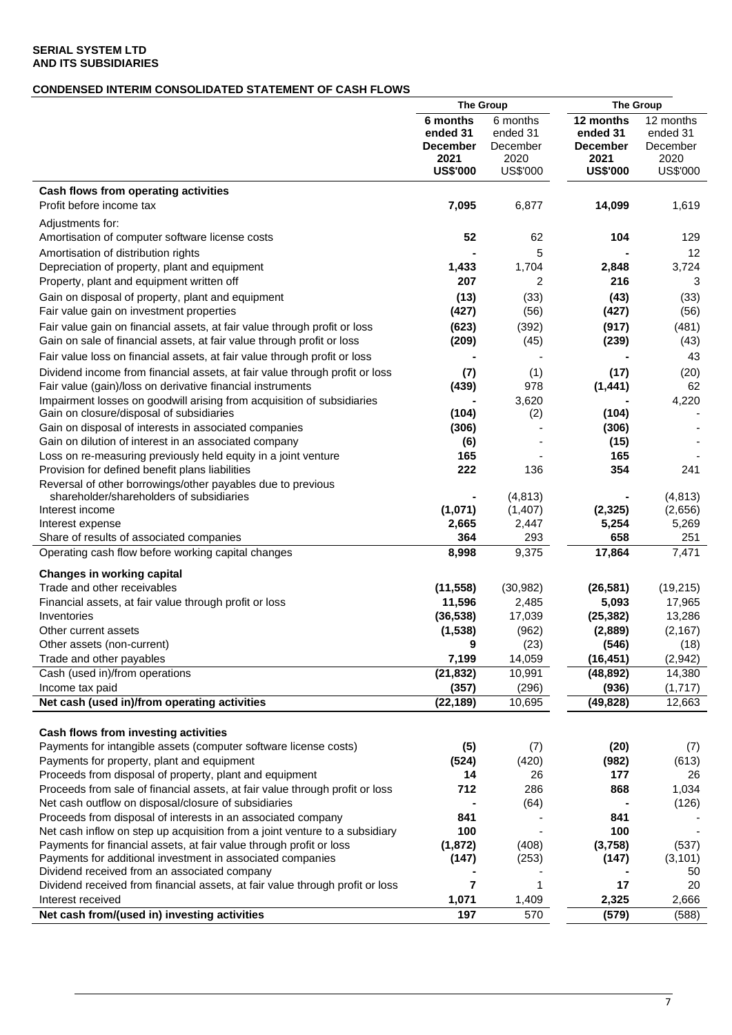**SERIAL SYSTEM LTD**
**AND ITS SUBSIDIARIES**

**CONDENSED INTERIM CONSOLIDATED STATEMENT OF CASH FLOWS**

| | The Group | | The Group | |
|---|---|---|---|---|
| | **6 months ended 31 December 2021 US$'000** | 6 months ended 31 December 2020 US$'000 | **12 months ended 31 December 2021 US$'000** | 12 months ended 31 December 2020 US$'000 |
| **Cash flows from operating activities** | | | | |
| Profit before income tax | **7,095** | 6,877 | **14,099** | 1,619 |
| Adjustments for: | | | | |
| Amortisation of computer software license costs | **52** | 62 | **104** | 129 |
| Amortisation of distribution rights | **-** | 5 | **-** | 12 |
| Depreciation of property, plant and equipment | **1,433** | 1,704 | **2,848** | 3,724 |
| Property, plant and equipment written off | **207** | 2 | **216** | 3 |
| Gain on disposal of property, plant and equipment | **(13)** | (33) | **(43)** | (33) |
| Fair value gain on investment properties | **(427)** | (56) | **(427)** | (56) |
| Fair value gain on financial assets, at fair value through profit or loss | **(623)** | (392) | **(917)** | (481) |
| Gain on sale of financial assets, at fair value through profit or loss | **(209)** | (45) | **(239)** | (43) |
| Fair value loss on financial assets, at fair value through profit or loss | **-** | - | **-** | 43 |
| Dividend income from financial assets, at fair value through profit or loss | **(7)** | (1) | **(17)** | (20) |
| Fair value (gain)/loss on derivative financial instruments | **(439)** | 978 | **(1,441)** | 62 |
| Impairment losses on goodwill arising from acquisition of subsidiaries | **-** | 3,620 | **-** | 4,220 |
| Gain on closure/disposal of subsidiaries | **(104)** | (2) | **(104)** | - |
| Gain on disposal of interests in associated companies | **(306)** | - | **(306)** | - |
| Gain on dilution of interest in an associated company | **(6)** | - | **(15)** | - |
| Loss on re-measuring previously held equity in a joint venture | **165** | - | **165** | - |
| Provision for defined benefit plans liabilities | **222** | 136 | **354** | 241 |
| Reversal of other borrowings/other payables due to previous shareholder/shareholders of subsidiaries | **-** | (4,813) | **-** | (4,813) |
| Interest income | **(1,071)** | (1,407) | **(2,325)** | (2,656) |
| Interest expense | **2,665** | 2,447 | **5,254** | 5,269 |
| Share of results of associated companies | **364** | 293 | **658** | 251 |
| Operating cash flow before working capital changes | **8,998** | 9,375 | **17,864** | 7,471 |
| **Changes in working capital** | | | | |
| Trade and other receivables | **(11,558)** | (30,982) | **(26,581)** | (19,215) |
| Financial assets, at fair value through profit or loss | **11,596** | 2,485 | **5,093** | 17,965 |
| Inventories | **(36,538)** | 17,039 | **(25,382)** | 13,286 |
| Other current assets | **(1,538)** | (962) | **(2,889)** | (2,167) |
| Other assets (non-current) | **9** | (23) | **(546)** | (18) |
| Trade and other payables | **7,199** | 14,059 | **(16,451)** | (2,942) |
| Cash (used in)/from operations | **(21,832)** | 10,991 | **(48,892)** | 14,380 |
| Income tax paid | **(357)** | (296) | **(936)** | (1,717) |
| **Net cash (used in)/from operating activities** | **(22,189)** | 10,695 | **(49,828)** | 12,663 |
| | | | | |
| **Cash flows from investing activities** | | | | |
| Payments for intangible assets (computer software license costs) | **(5)** | (7) | **(20)** | (7) |
| Payments for property, plant and equipment | **(524)** | (420) | **(982)** | (613) |
| Proceeds from disposal of property, plant and equipment | **14** | 26 | **177** | 26 |
| Proceeds from sale of financial assets, at fair value through profit or loss | **712** | 286 | **868** | 1,034 |
| Net cash outflow on disposal/closure of subsidiaries | **-** | (64) | **-** | (126) |
| Proceeds from disposal of interests in an associated company | **841** | - | **841** | - |
| Net cash inflow on step up acquisition from a joint venture to a subsidiary | **100** | - | **100** | - |
| Payments for financial assets, at fair value through profit or loss | **(1,872)** | (408) | **(3,758)** | (537) |
| Payments for additional investment in associated companies | **(147)** | (253) | **(147)** | (3,101) |
| Dividend received from an associated company | **-** | - | **-** | 50 |
| Dividend received from financial assets, at fair value through profit or loss | **7** | 1 | **17** | 20 |
| Interest received | **1,071** | 1,409 | **2,325** | 2,666 |
| **Net cash from/(used in) investing activities** | **197** | 570 | **(579)** | (588) |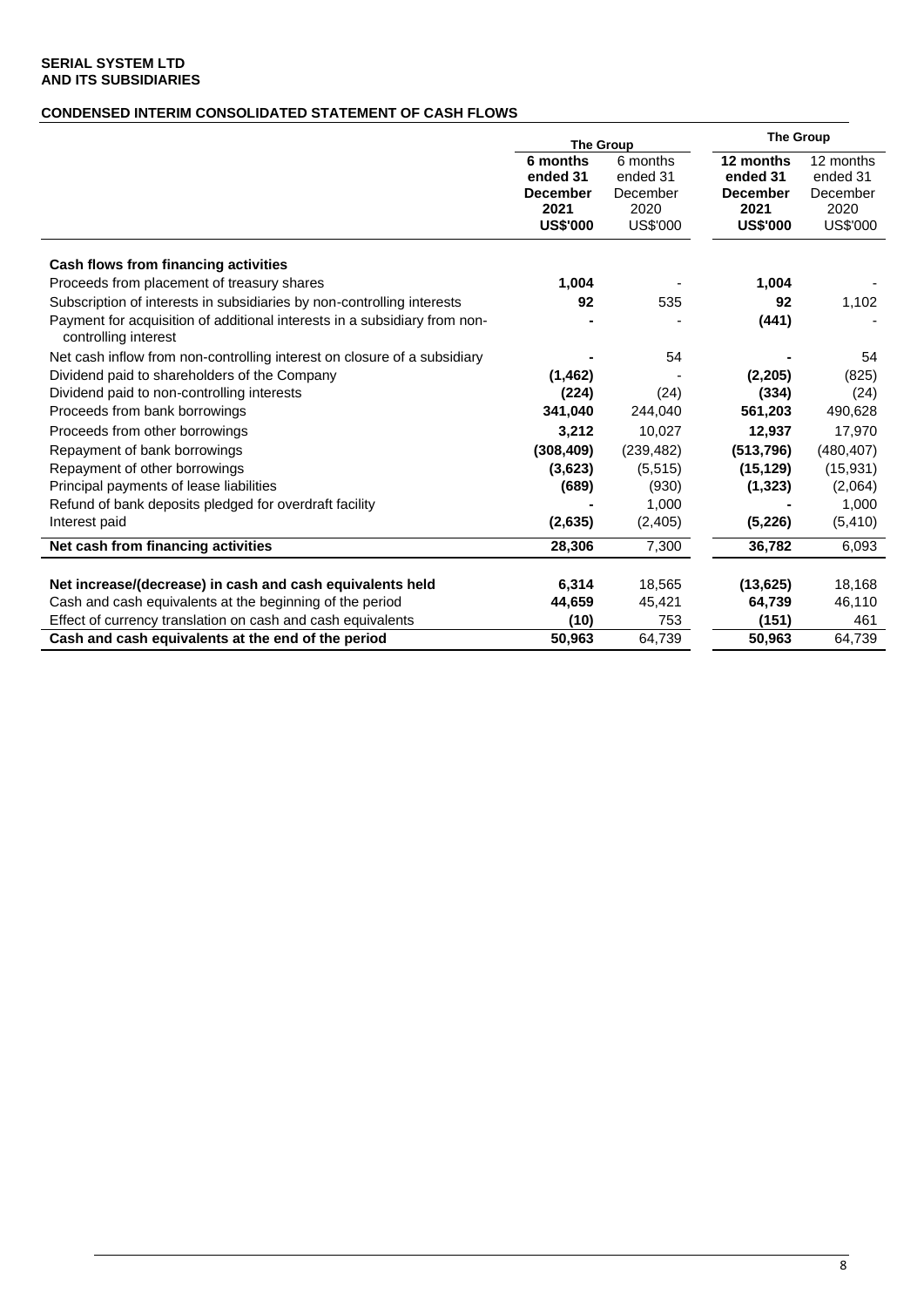**SERIAL SYSTEM LTD**
**AND ITS SUBSIDIARIES**

**CONDENSED INTERIM CONSOLIDATED STATEMENT OF CASH FLOWS**

| | **The Group** | | **The Group** | |
|---|---|---|---|---|
| | **6 months ended 31 December 2021 US$'000** | 6 months ended 31 December 2020 US$'000 | **12 months ended 31 December 2021 US$'000** | 12 months ended 31 December 2020 US$'000 |
| **Cash flows from financing activities** | | | | |
| Proceeds from placement of treasury shares | **1,004** | - | **1,004** | - |
| Subscription of interests in subsidiaries by non-controlling interests | **92** | 535 | **92** | 1,102 |
| Payment for acquisition of additional interests in a subsidiary from non-controlling interest | **-** | - | **(441)** | - |
| Net cash inflow from non-controlling interest on closure of a subsidiary | **-** | 54 | **-** | 54 |
| Dividend paid to shareholders of the Company | **(1,462)** | - | **(2,205)** | (825) |
| Dividend paid to non-controlling interests | **(224)** | (24) | **(334)** | (24) |
| Proceeds from bank borrowings | **341,040** | 244,040 | **561,203** | 490,628 |
| Proceeds from other borrowings | **3,212** | 10,027 | **12,937** | 17,970 |
| Repayment of bank borrowings | **(308,409)** | (239,482) | **(513,796)** | (480,407) |
| Repayment of other borrowings | **(3,623)** | (5,515) | **(15,129)** | (15,931) |
| Principal payments of lease liabilities | **(689)** | (930) | **(1,323)** | (2,064) |
| Refund of bank deposits pledged for overdraft facility | **-** | 1,000 | **-** | 1,000 |
| Interest paid | **(2,635)** | (2,405) | **(5,226)** | (5,410) |
| **Net cash from financing activities** | **28,306** | 7,300 | **36,782** | 6,093 |
| | | | | |
| **Net increase/(decrease) in cash and cash equivalents held** | **6,314** | 18,565 | **(13,625)** | 18,168 |
| Cash and cash equivalents at the beginning of the period | **44,659** | 45,421 | **64,739** | 46,110 |
| Effect of currency translation on cash and cash equivalents | **(10)** | 753 | **(151)** | 461 |
| **Cash and cash equivalents at the end of the period** | **50,963** | 64,739 | **50,963** | 64,739 |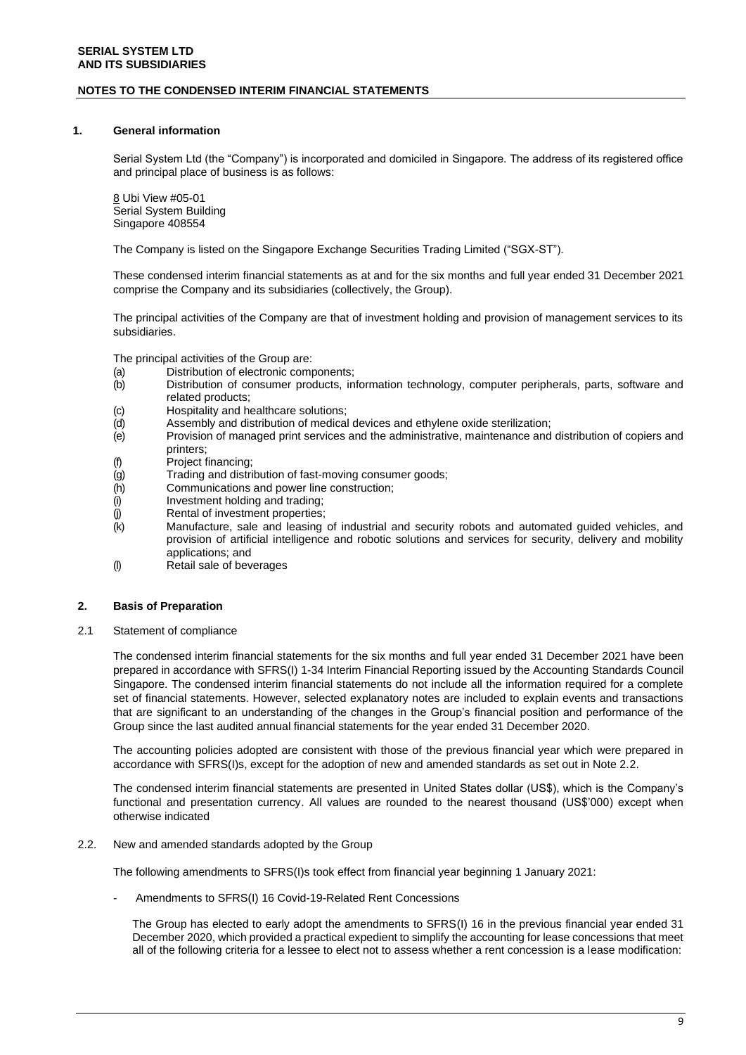**SERIAL SYSTEM LTD**
**AND ITS SUBSIDIARIES**

**NOTES TO THE CONDENSED INTERIM FINANCIAL STATEMENTS**

## 1. General information

Serial System Ltd (the "Company") is incorporated and domiciled in Singapore. The address of its registered office and principal place of business is as follows:

8 Ubi View #05-01
Serial System Building
Singapore 408554

The Company is listed on the Singapore Exchange Securities Trading Limited ("SGX-ST").

These condensed interim financial statements as at and for the six months and full year ended 31 December 2021 comprise the Company and its subsidiaries (collectively, the Group).

The principal activities of the Company are that of investment holding and provision of management services to its subsidiaries.

The principal activities of the Group are:

(a) Distribution of electronic components;
(b) Distribution of consumer products, information technology, computer peripherals, parts, software and related products;
(c) Hospitality and healthcare solutions;
(d) Assembly and distribution of medical devices and ethylene oxide sterilization;
(e) Provision of managed print services and the administrative, maintenance and distribution of copiers and printers;
(f) Project financing;
(g) Trading and distribution of fast-moving consumer goods;
(h) Communications and power line construction;
(i) Investment holding and trading;
(j) Rental of investment properties;
(k) Manufacture, sale and leasing of industrial and security robots and automated guided vehicles, and provision of artificial intelligence and robotic solutions and services for security, delivery and mobility applications; and
(l) Retail sale of beverages

## 2. Basis of Preparation

2.1 Statement of compliance

The condensed interim financial statements for the six months and full year ended 31 December 2021 have been prepared in accordance with SFRS(I) 1-34 Interim Financial Reporting issued by the Accounting Standards Council Singapore. The condensed interim financial statements do not include all the information required for a complete set of financial statements. However, selected explanatory notes are included to explain events and transactions that are significant to an understanding of the changes in the Group's financial position and performance of the Group since the last audited annual financial statements for the year ended 31 December 2020.

The accounting policies adopted are consistent with those of the previous financial year which were prepared in accordance with SFRS(I)s, except for the adoption of new and amended standards as set out in Note 2.2.

The condensed interim financial statements are presented in United States dollar (US$), which is the Company's functional and presentation currency. All values are rounded to the nearest thousand (US$'000) except when otherwise indicated

2.2. New and amended standards adopted by the Group

The following amendments to SFRS(I)s took effect from financial year beginning 1 January 2021:

- Amendments to SFRS(I) 16 Covid-19-Related Rent Concessions

The Group has elected to early adopt the amendments to SFRS(I) 16 in the previous financial year ended 31 December 2020, which provided a practical expedient to simplify the accounting for lease concessions that meet all of the following criteria for a lessee to elect not to assess whether a rent concession is a lease modification: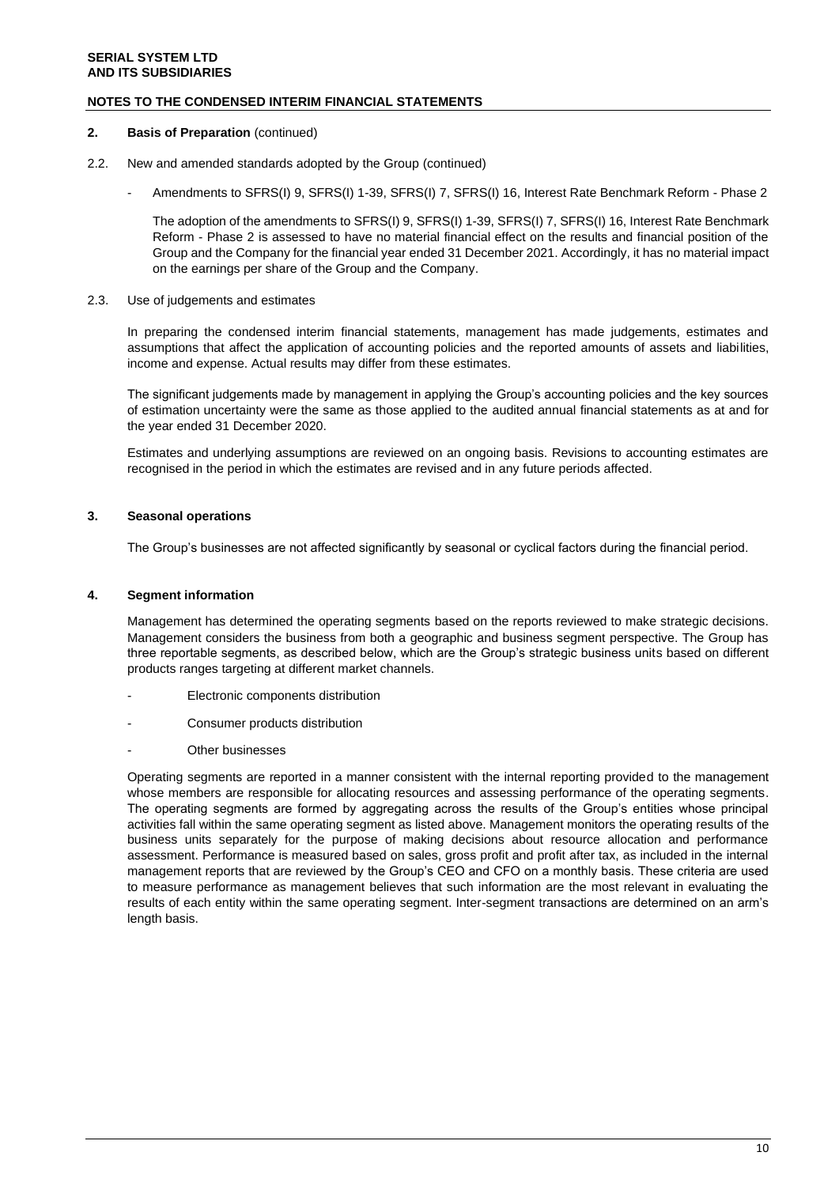**NOTES TO THE CONDENSED INTERIM FINANCIAL STATEMENTS**

**2. Basis of Preparation** (continued)

2.2. New and amended standards adopted by the Group (continued)

- Amendments to SFRS(I) 9, SFRS(I) 1-39, SFRS(I) 7, SFRS(I) 16, Interest Rate Benchmark Reform - Phase 2

  The adoption of the amendments to SFRS(I) 9, SFRS(I) 1-39, SFRS(I) 7, SFRS(I) 16, Interest Rate Benchmark Reform - Phase 2 is assessed to have no material financial effect on the results and financial position of the Group and the Company for the financial year ended 31 December 2021. Accordingly, it has no material impact on the earnings per share of the Group and the Company.

2.3. Use of judgements and estimates

In preparing the condensed interim financial statements, management has made judgements, estimates and assumptions that affect the application of accounting policies and the reported amounts of assets and liabilities, income and expense. Actual results may differ from these estimates.

The significant judgements made by management in applying the Group's accounting policies and the key sources of estimation uncertainty were the same as those applied to the audited annual financial statements as at and for the year ended 31 December 2020.

Estimates and underlying assumptions are reviewed on an ongoing basis. Revisions to accounting estimates are recognised in the period in which the estimates are revised and in any future periods affected.

**3. Seasonal operations**

The Group's businesses are not affected significantly by seasonal or cyclical factors during the financial period.

**4. Segment information**

Management has determined the operating segments based on the reports reviewed to make strategic decisions. Management considers the business from both a geographic and business segment perspective. The Group has three reportable segments, as described below, which are the Group's strategic business units based on different products ranges targeting at different market channels.

- Electronic components distribution
- Consumer products distribution
- Other businesses

Operating segments are reported in a manner consistent with the internal reporting provided to the management whose members are responsible for allocating resources and assessing performance of the operating segments. The operating segments are formed by aggregating across the results of the Group's entities whose principal activities fall within the same operating segment as listed above. Management monitors the operating results of the business units separately for the purpose of making decisions about resource allocation and performance assessment. Performance is measured based on sales, gross profit and profit after tax, as included in the internal management reports that are reviewed by the Group's CEO and CFO on a monthly basis. These criteria are used to measure performance as management believes that such information are the most relevant in evaluating the results of each entity within the same operating segment. Inter-segment transactions are determined on an arm's length basis.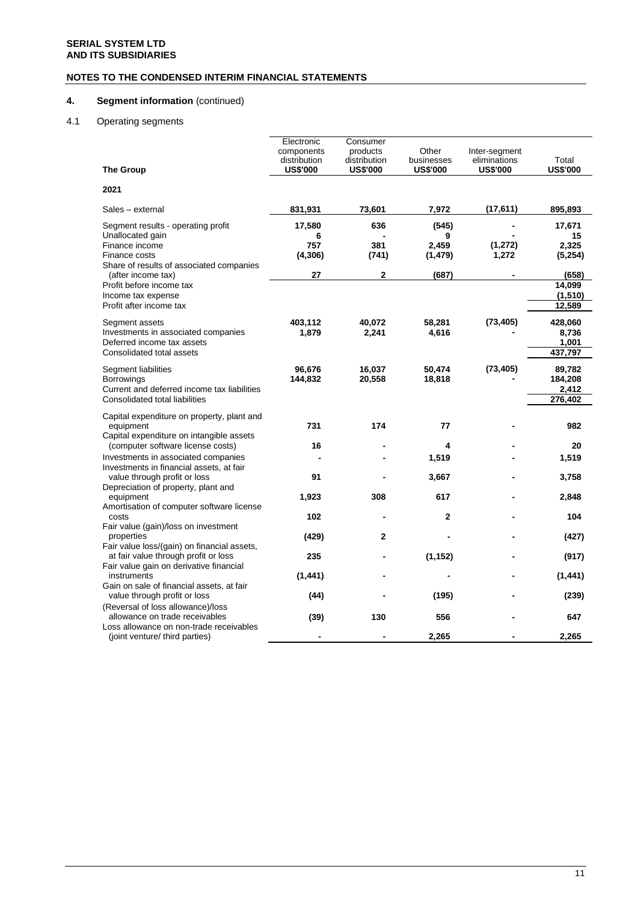**SERIAL SYSTEM LTD**
**AND ITS SUBSIDIARIES**

**NOTES TO THE CONDENSED INTERIM FINANCIAL STATEMENTS**

## 4. Segment information (continued)

### 4.1 Operating segments

| The Group | Electronic components distribution US$'000 | Consumer products distribution US$'000 | Other businesses US$'000 | Inter-segment eliminations US$'000 | Total US$'000 |
|---|---|---|---|---|---|
| **2021** | | | | | |
| Sales – external | **831,931** | **73,601** | **7,972** | **(17,611)** | **895,893** |
| Segment results - operating profit | **17,580** | **636** | **(545)** | **-** | **17,671** |
| Unallocated gain | **6** | **-** | **9** | **-** | **15** |
| Finance income | **757** | **381** | **2,459** | **(1,272)** | **2,325** |
| Finance costs | **(4,306)** | **(741)** | **(1,479)** | **1,272** | **(5,254)** |
| Share of results of associated companies (after income tax) | **27** | **2** | **(687)** | **-** | **(658)** |
| Profit before income tax | | | | | **14,099** |
| Income tax expense | | | | | **(1,510)** |
| Profit after income tax | | | | | **12,589** |
| Segment assets | **403,112** | **40,072** | **58,281** | **(73,405)** | **428,060** |
| Investments in associated companies | **1,879** | **2,241** | **4,616** | **-** | **8,736** |
| Deferred income tax assets | | | | | **1,001** |
| Consolidated total assets | | | | | **437,797** |
| Segment liabilities | **96,676** | **16,037** | **50,474** | **(73,405)** | **89,782** |
| Borrowings | **144,832** | **20,558** | **18,818** | **-** | **184,208** |
| Current and deferred income tax liabilities | | | | | **2,412** |
| Consolidated total liabilities | | | | | **276,402** |
| Capital expenditure on property, plant and equipment | **731** | **174** | **77** | **-** | **982** |
| Capital expenditure on intangible assets (computer software license costs) | **16** | **-** | **4** | **-** | **20** |
| Investments in associated companies | **-** | **-** | **1,519** | **-** | **1,519** |
| Investments in financial assets, at fair value through profit or loss | **91** | **-** | **3,667** | **-** | **3,758** |
| Depreciation of property, plant and equipment | **1,923** | **308** | **617** | **-** | **2,848** |
| Amortisation of computer software license costs | **102** | **-** | **2** | **-** | **104** |
| Fair value (gain)/loss on investment properties | **(429)** | **2** | **-** | **-** | **(427)** |
| Fair value loss/(gain) on financial assets, at fair value through profit or loss | **235** | **-** | **(1,152)** | **-** | **(917)** |
| Fair value gain on derivative financial instruments | **(1,441)** | **-** | **-** | **-** | **(1,441)** |
| Gain on sale of financial assets, at fair value through profit or loss | **(44)** | **-** | **(195)** | **-** | **(239)** |
| (Reversal of loss allowance)/loss allowance on trade receivables | **(39)** | **130** | **556** | **-** | **647** |
| Loss allowance on non-trade receivables (joint venture/ third parties) | **-** | **-** | **2,265** | **-** | **2,265** |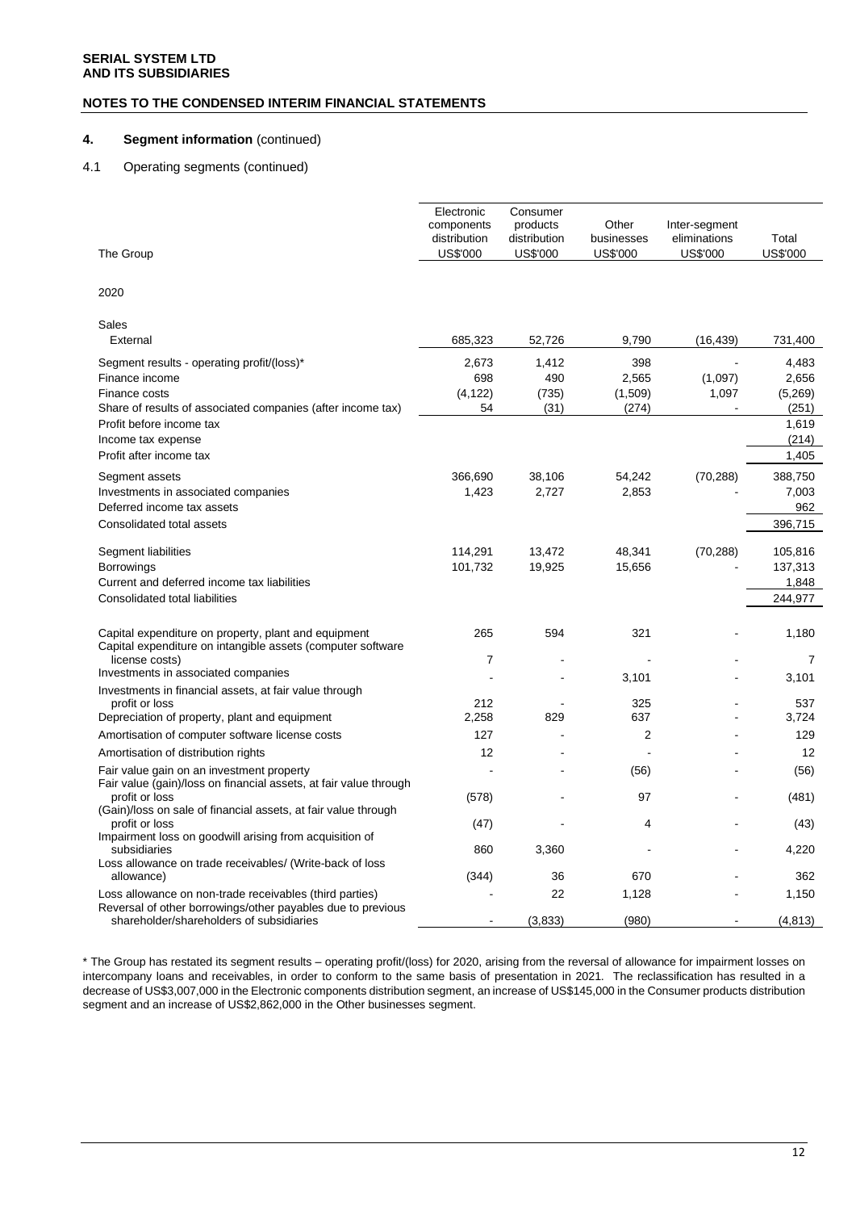**SERIAL SYSTEM LTD**
**AND ITS SUBSIDIARIES**

**NOTES TO THE CONDENSED INTERIM FINANCIAL STATEMENTS**

## 4. Segment information (continued)

### 4.1 Operating segments (continued)

| The Group | Electronic components distribution US$'000 | Consumer products distribution US$'000 | Other businesses US$'000 | Inter-segment eliminations US$'000 | Total US$'000 |
|---|---|---|---|---|---|
| 2020 | | | | | |
| Sales | | | | | |
| External | 685,323 | 52,726 | 9,790 | (16,439) | 731,400 |
| Segment results - operating profit/(loss)* | 2,673 | 1,412 | 398 | - | 4,483 |
| Finance income | 698 | 490 | 2,565 | (1,097) | 2,656 |
| Finance costs | (4,122) | (735) | (1,509) | 1,097 | (5,269) |
| Share of results of associated companies (after income tax) | 54 | (31) | (274) | - | (251) |
| Profit before income tax | | | | | 1,619 |
| Income tax expense | | | | | (214) |
| Profit after income tax | | | | | 1,405 |
| Segment assets | 366,690 | 38,106 | 54,242 | (70,288) | 388,750 |
| Investments in associated companies | 1,423 | 2,727 | 2,853 | - | 7,003 |
| Deferred income tax assets | | | | | 962 |
| Consolidated total assets | | | | | 396,715 |
| Segment liabilities | 114,291 | 13,472 | 48,341 | (70,288) | 105,816 |
| Borrowings | 101,732 | 19,925 | 15,656 | - | 137,313 |
| Current and deferred income tax liabilities | | | | | 1,848 |
| Consolidated total liabilities | | | | | 244,977 |
| Capital expenditure on property, plant and equipment | 265 | 594 | 321 | - | 1,180 |
| Capital expenditure on intangible assets (computer software license costs) | 7 | - | - | - | 7 |
| Investments in associated companies | - | - | 3,101 | - | 3,101 |
| Investments in financial assets, at fair value through profit or loss | 212 | - | 325 | - | 537 |
| Depreciation of property, plant and equipment | 2,258 | 829 | 637 | - | 3,724 |
| Amortisation of computer software license costs | 127 | - | 2 | - | 129 |
| Amortisation of distribution rights | 12 | - | - | - | 12 |
| Fair value gain on an investment property | - | - | (56) | - | (56) |
| Fair value (gain)/loss on financial assets, at fair value through profit or loss | (578) | - | 97 | - | (481) |
| (Gain)/loss on sale of financial assets, at fair value through profit or loss | (47) | - | 4 | - | (43) |
| Impairment loss on goodwill arising from acquisition of subsidiaries | 860 | 3,360 | - | - | 4,220 |
| Loss allowance on trade receivables/ (Write-back of loss allowance) | (344) | 36 | 670 | - | 362 |
| Loss allowance on non-trade receivables (third parties) | - | 22 | 1,128 | - | 1,150 |
| Reversal of other borrowings/other payables due to previous shareholder/shareholders of subsidiaries | - | (3,833) | (980) | - | (4,813) |

* The Group has restated its segment results – operating profit/(loss) for 2020, arising from the reversal of allowance for impairment losses on intercompany loans and receivables, in order to conform to the same basis of presentation in 2021. The reclassification has resulted in a decrease of US$3,007,000 in the Electronic components distribution segment, an increase of US$145,000 in the Consumer products distribution segment and an increase of US$2,862,000 in the Other businesses segment.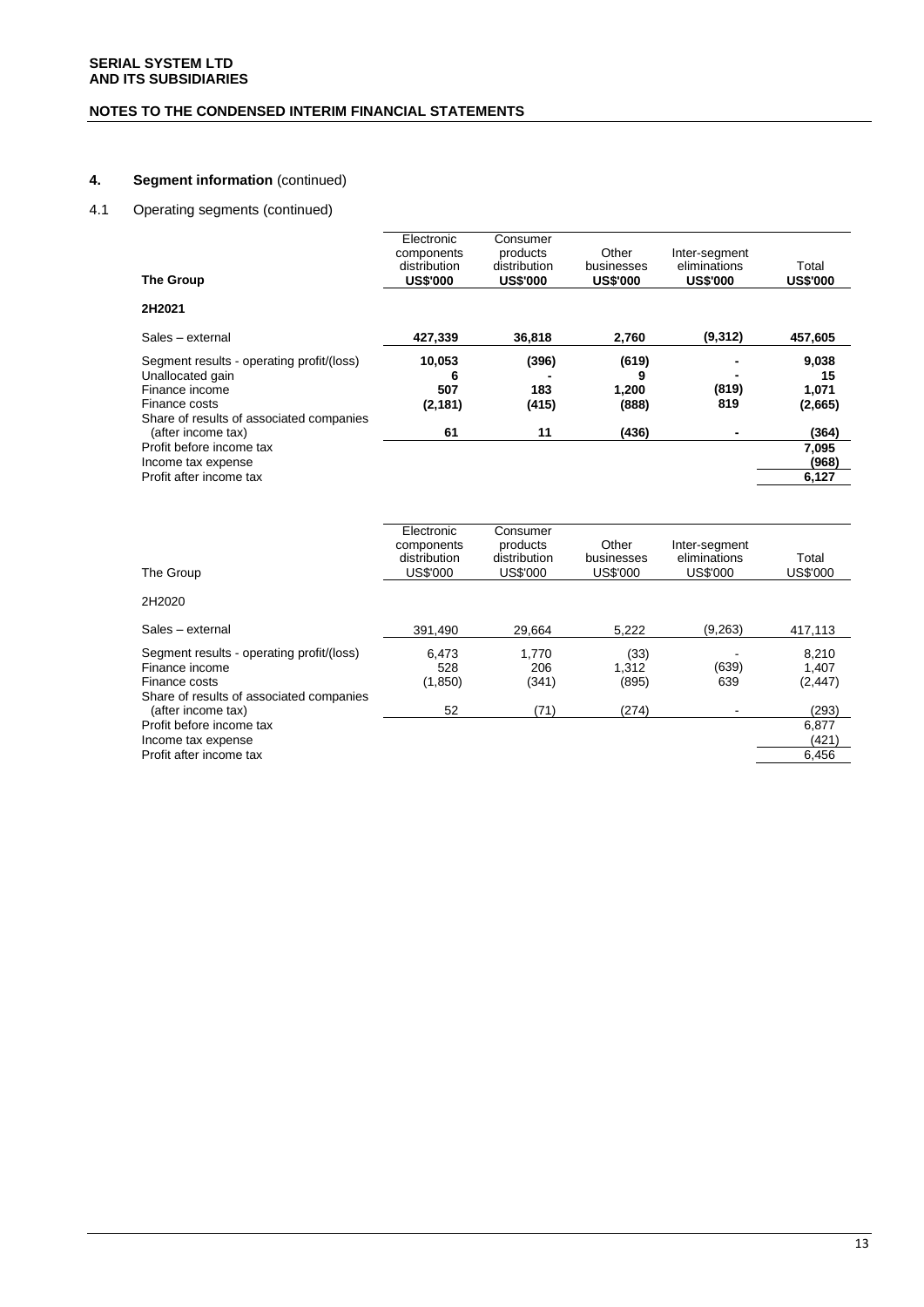**SERIAL SYSTEM LTD**
**AND ITS SUBSIDIARIES**

**NOTES TO THE CONDENSED INTERIM FINANCIAL STATEMENTS**

## 4. Segment information (continued)

### 4.1 Operating segments (continued)

| **The Group** | **Electronic components distribution US$'000** | **Consumer products distribution US$'000** | **Other businesses US$'000** | **Inter-segment eliminations US$'000** | **Total US$'000** |
|---|---|---|---|---|---|
| **2H2021** | | | | | |
| Sales – external | **427,339** | **36,818** | **2,760** | **(9,312)** | **457,605** |
| Segment results - operating profit/(loss) | **10,053** | **(396)** | **(619)** | **-** | **9,038** |
| Unallocated gain | **6** | **-** | **9** | **-** | **15** |
| Finance income | **507** | **183** | **1,200** | **(819)** | **1,071** |
| Finance costs | **(2,181)** | **(415)** | **(888)** | **819** | **(2,665)** |
| Share of results of associated companies (after income tax) | **61** | **11** | **(436)** | **-** | **(364)** |
| Profit before income tax | | | | | **7,095** |
| Income tax expense | | | | | **(968)** |
| Profit after income tax | | | | | **6,127** |

| The Group | Electronic components distribution US$'000 | Consumer products distribution US$'000 | Other businesses US$'000 | Inter-segment eliminations US$'000 | Total US$'000 |
|---|---|---|---|---|---|
| 2H2020 | | | | | |
| Sales – external | 391,490 | 29,664 | 5,222 | (9,263) | 417,113 |
| Segment results - operating profit/(loss) | 6,473 | 1,770 | (33) | - | 8,210 |
| Finance income | 528 | 206 | 1,312 | (639) | 1,407 |
| Finance costs | (1,850) | (341) | (895) | 639 | (2,447) |
| Share of results of associated companies (after income tax) | 52 | (71) | (274) | - | (293) |
| Profit before income tax | | | | | 6,877 |
| Income tax expense | | | | | (421) |
| Profit after income tax | | | | | 6,456 |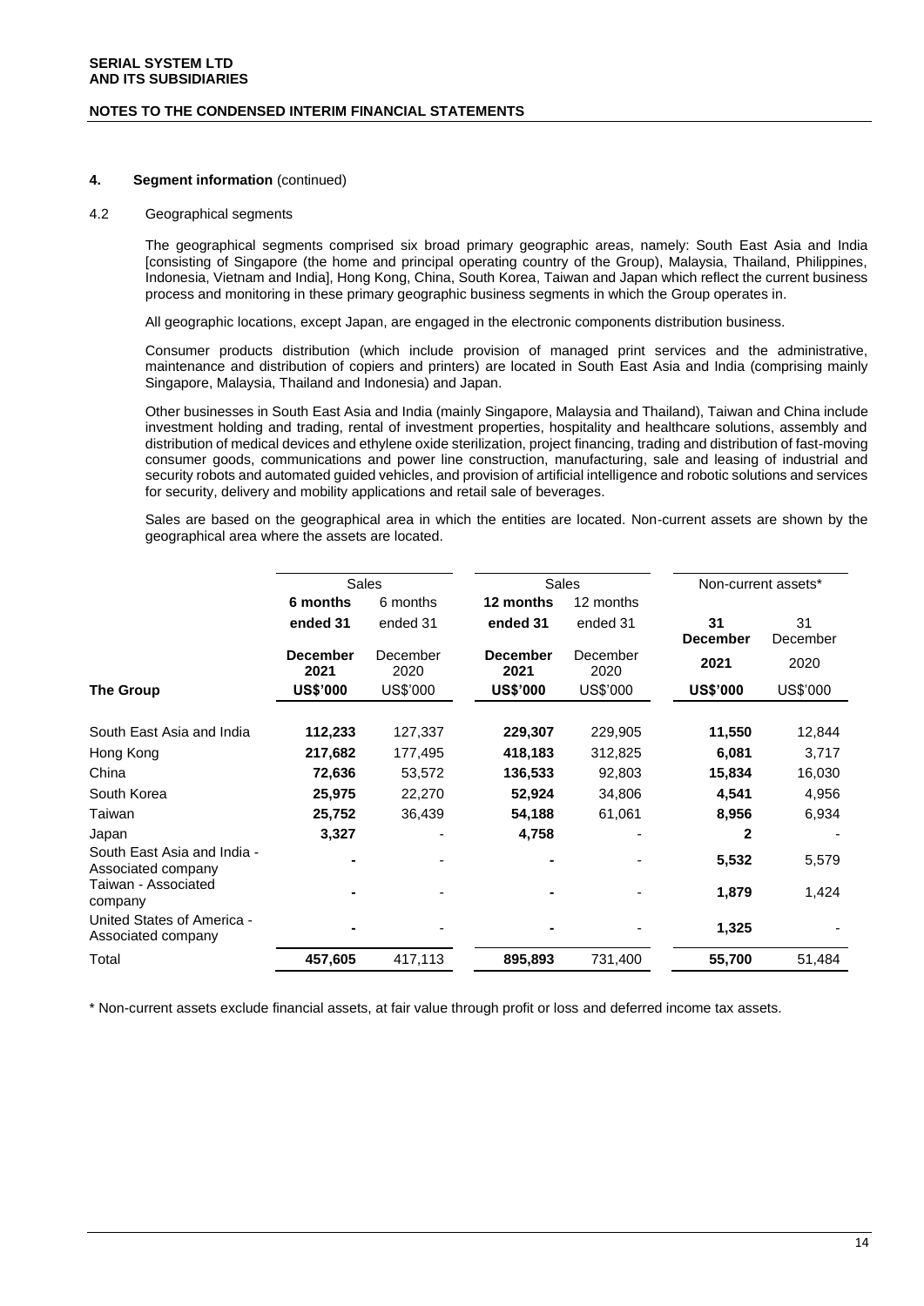**SERIAL SYSTEM LTD**
**AND ITS SUBSIDIARIES**

**NOTES TO THE CONDENSED INTERIM FINANCIAL STATEMENTS**

**4. Segment information** (continued)

4.2 Geographical segments

The geographical segments comprised six broad primary geographic areas, namely: South East Asia and India [consisting of Singapore (the home and principal operating country of the Group), Malaysia, Thailand, Philippines, Indonesia, Vietnam and India], Hong Kong, China, South Korea, Taiwan and Japan which reflect the current business process and monitoring in these primary geographic business segments in which the Group operates in.

All geographic locations, except Japan, are engaged in the electronic components distribution business.

Consumer products distribution (which include provision of managed print services and the administrative, maintenance and distribution of copiers and printers) are located in South East Asia and India (comprising mainly Singapore, Malaysia, Thailand and Indonesia) and Japan.

Other businesses in South East Asia and India (mainly Singapore, Malaysia and Thailand), Taiwan and China include investment holding and trading, rental of investment properties, hospitality and healthcare solutions, assembly and distribution of medical devices and ethylene oxide sterilization, project financing, trading and distribution of fast-moving consumer goods, communications and power line construction, manufacturing, sale and leasing of industrial and security robots and automated guided vehicles, and provision of artificial intelligence and robotic solutions and services for security, delivery and mobility applications and retail sale of beverages.

Sales are based on the geographical area in which the entities are located. Non-current assets are shown by the geographical area where the assets are located.

| | Sales | | Sales | | Non-current assets* | |
|---|---|---|---|---|---|---|
| | **6 months ended 31 December 2021** | 6 months ended 31 December 2020 | **12 months ended 31 December 2021** | 12 months ended 31 December 2020 | **31 December 2021** | 31 December 2020 |
| **The Group** | **US$'000** | US$'000 | **US$'000** | US$'000 | **US$'000** | US$'000 |
| South East Asia and India | **112,233** | 127,337 | **229,307** | 229,905 | **11,550** | 12,844 |
| Hong Kong | **217,682** | 177,495 | **418,183** | 312,825 | **6,081** | 3,717 |
| China | **72,636** | 53,572 | **136,533** | 92,803 | **15,834** | 16,030 |
| South Korea | **25,975** | 22,270 | **52,924** | 34,806 | **4,541** | 4,956 |
| Taiwan | **25,752** | 36,439 | **54,188** | 61,061 | **8,956** | 6,934 |
| Japan | **3,327** | - | **4,758** | - | **2** | - |
| South East Asia and India - Associated company | **-** | - | **-** | - | **5,532** | 5,579 |
| Taiwan - Associated company | **-** | - | **-** | - | **1,879** | 1,424 |
| United States of America - Associated company | **-** | - | **-** | - | **1,325** | - |
| Total | **457,605** | 417,113 | **895,893** | 731,400 | **55,700** | 51,484 |

\* Non-current assets exclude financial assets, at fair value through profit or loss and deferred income tax assets.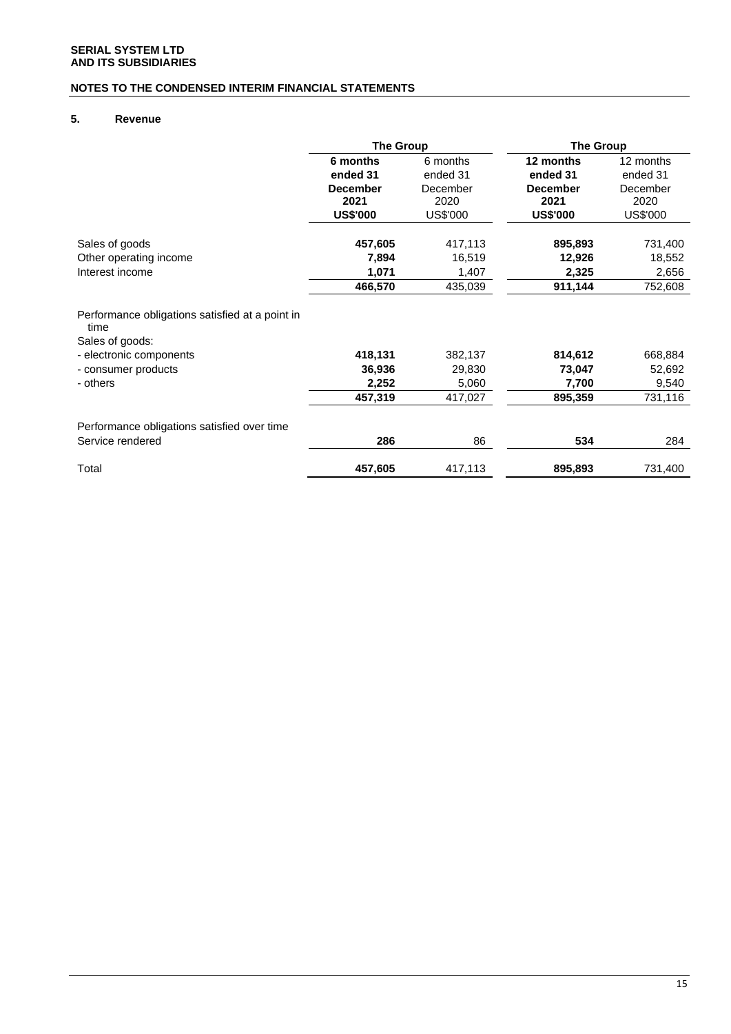**SERIAL SYSTEM LTD**
**AND ITS SUBSIDIARIES**

**NOTES TO THE CONDENSED INTERIM FINANCIAL STATEMENTS**

## 5. Revenue

| | The Group | | The Group | |
|---|---|---|---|---|
| | **6 months ended 31 December 2021 US$'000** | 6 months ended 31 December 2020 US$'000 | **12 months ended 31 December 2021 US$'000** | 12 months ended 31 December 2020 US$'000 |
| Sales of goods | **457,605** | 417,113 | **895,893** | 731,400 |
| Other operating income | **7,894** | 16,519 | **12,926** | 18,552 |
| Interest income | **1,071** | 1,407 | **2,325** | 2,656 |
| | **466,570** | 435,039 | **911,144** | 752,608 |
| Performance obligations satisfied at a point in time | | | | |
| Sales of goods: | | | | |
| - electronic components | **418,131** | 382,137 | **814,612** | 668,884 |
| - consumer products | **36,936** | 29,830 | **73,047** | 52,692 |
| - others | **2,252** | 5,060 | **7,700** | 9,540 |
| | **457,319** | 417,027 | **895,359** | 731,116 |
| Performance obligations satisfied over time | | | | |
| Service rendered | **286** | 86 | **534** | 284 |
| Total | **457,605** | 417,113 | **895,893** | 731,400 |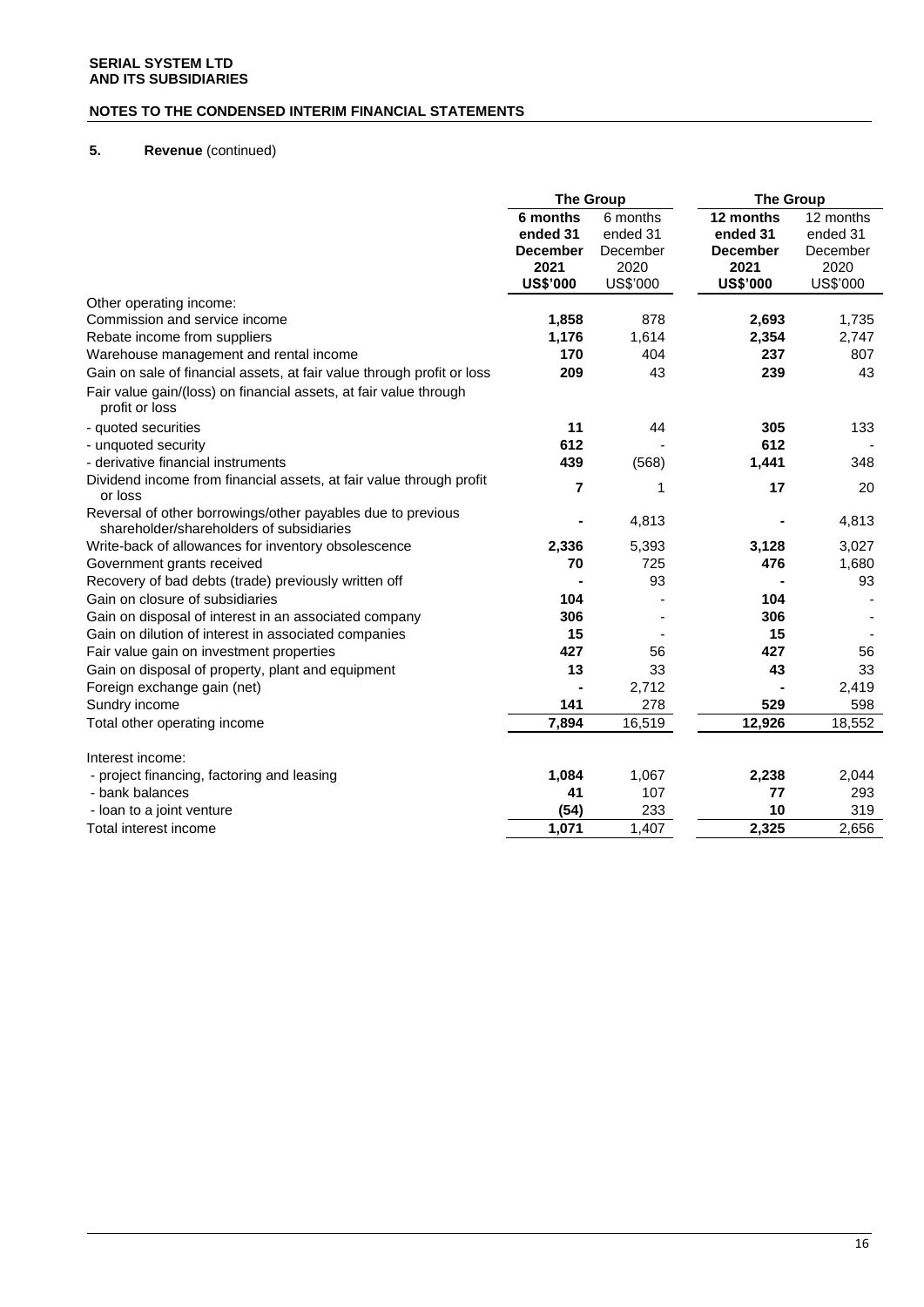**SERIAL SYSTEM LTD**
**AND ITS SUBSIDIARIES**

**NOTES TO THE CONDENSED INTERIM FINANCIAL STATEMENTS**

## 5. Revenue (continued)

| | The Group | | The Group | |
|---|---|---|---|---|
| | **6 months ended 31 December 2021 US$'000** | 6 months ended 31 December 2020 US$'000 | **12 months ended 31 December 2021 US$'000** | 12 months ended 31 December 2020 US$'000 |
| Other operating income: | | | | |
| Commission and service income | **1,858** | 878 | **2,693** | 1,735 |
| Rebate income from suppliers | **1,176** | 1,614 | **2,354** | 2,747 |
| Warehouse management and rental income | **170** | 404 | **237** | 807 |
| Gain on sale of financial assets, at fair value through profit or loss | **209** | 43 | **239** | 43 |
| Fair value gain/(loss) on financial assets, at fair value through profit or loss | | | | |
| - quoted securities | **11** | 44 | **305** | 133 |
| - unquoted security | **612** | - | **612** | - |
| - derivative financial instruments | **439** | (568) | **1,441** | 348 |
| Dividend income from financial assets, at fair value through profit or loss | **7** | 1 | **17** | 20 |
| Reversal of other borrowings/other payables due to previous shareholder/shareholders of subsidiaries | **-** | 4,813 | **-** | 4,813 |
| Write-back of allowances for inventory obsolescence | **2,336** | 5,393 | **3,128** | 3,027 |
| Government grants received | **70** | 725 | **476** | 1,680 |
| Recovery of bad debts (trade) previously written off | **-** | 93 | **-** | 93 |
| Gain on closure of subsidiaries | **104** | - | **104** | - |
| Gain on disposal of interest in an associated company | **306** | - | **306** | - |
| Gain on dilution of interest in associated companies | **15** | - | **15** | - |
| Fair value gain on investment properties | **427** | 56 | **427** | 56 |
| Gain on disposal of property, plant and equipment | **13** | 33 | **43** | 33 |
| Foreign exchange gain (net) | **-** | 2,712 | **-** | 2,419 |
| Sundry income | **141** | 278 | **529** | 598 |
| Total other operating income | **7,894** | 16,519 | **12,926** | 18,552 |
| | | | | |
| Interest income: | | | | |
| - project financing, factoring and leasing | **1,084** | 1,067 | **2,238** | 2,044 |
| - bank balances | **41** | 107 | **77** | 293 |
| - loan to a joint venture | **(54)** | 233 | **10** | 319 |
| Total interest income | **1,071** | 1,407 | **2,325** | 2,656 |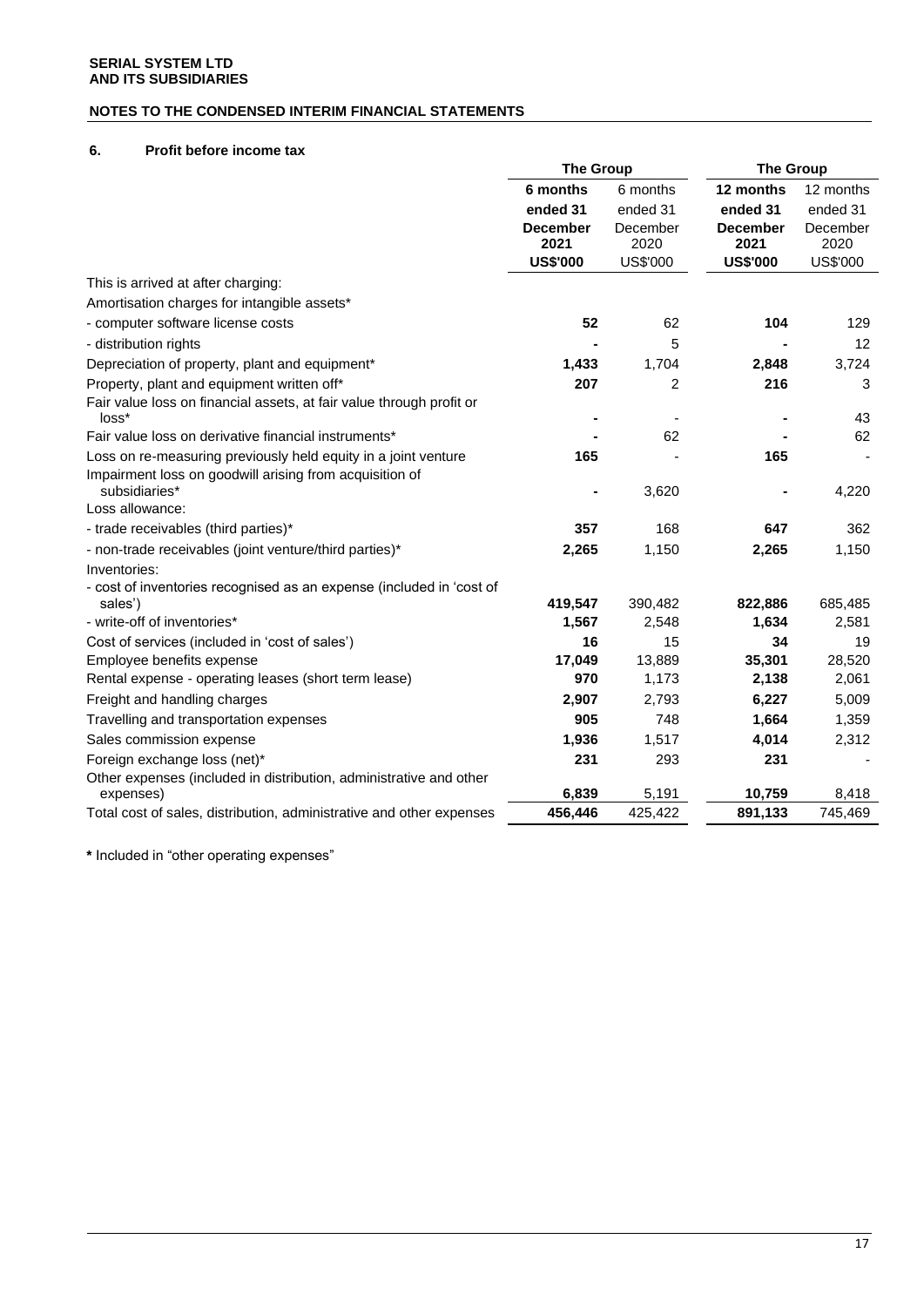## NOTES TO THE CONDENSED INTERIM FINANCIAL STATEMENTS

### 6. Profit before income tax

| | The Group | | The Group | |
|---|---|---|---|---|
| | **6 months ended 31 December 2021** | 6 months ended 31 December 2020 | **12 months ended 31 December 2021** | 12 months ended 31 December 2020 |
| | **US$'000** | US$'000 | **US$'000** | US$'000 |
| This is arrived at after charging: | | | | |
| Amortisation charges for intangible assets* | | | | |
| - computer software license costs | **52** | 62 | **104** | 129 |
| - distribution rights | **-** | 5 | **-** | 12 |
| Depreciation of property, plant and equipment* | **1,433** | 1,704 | **2,848** | 3,724 |
| Property, plant and equipment written off* | **207** | 2 | **216** | 3 |
| Fair value loss on financial assets, at fair value through profit or loss* | **-** | - | **-** | 43 |
| Fair value loss on derivative financial instruments* | **-** | 62 | **-** | 62 |
| Loss on re-measuring previously held equity in a joint venture | **165** | - | **165** | - |
| Impairment loss on goodwill arising from acquisition of subsidiaries* | **-** | 3,620 | **-** | 4,220 |
| Loss allowance: | | | | |
| - trade receivables (third parties)* | **357** | 168 | **647** | 362 |
| - non-trade receivables (joint venture/third parties)* | **2,265** | 1,150 | **2,265** | 1,150 |
| Inventories: | | | | |
| - cost of inventories recognised as an expense (included in 'cost of sales') | **419,547** | 390,482 | **822,886** | 685,485 |
| - write-off of inventories* | **1,567** | 2,548 | **1,634** | 2,581 |
| Cost of services (included in 'cost of sales') | **16** | 15 | **34** | 19 |
| Employee benefits expense | **17,049** | 13,889 | **35,301** | 28,520 |
| Rental expense - operating leases (short term lease) | **970** | 1,173 | **2,138** | 2,061 |
| Freight and handling charges | **2,907** | 2,793 | **6,227** | 5,009 |
| Travelling and transportation expenses | **905** | 748 | **1,664** | 1,359 |
| Sales commission expense | **1,936** | 1,517 | **4,014** | 2,312 |
| Foreign exchange loss (net)* | **231** | 293 | **231** | - |
| Other expenses (included in distribution, administrative and other expenses) | **6,839** | 5,191 | **10,759** | 8,418 |
| Total cost of sales, distribution, administrative and other expenses | **456,446** | 425,422 | **891,133** | 745,469 |

**\*** Included in "other operating expenses"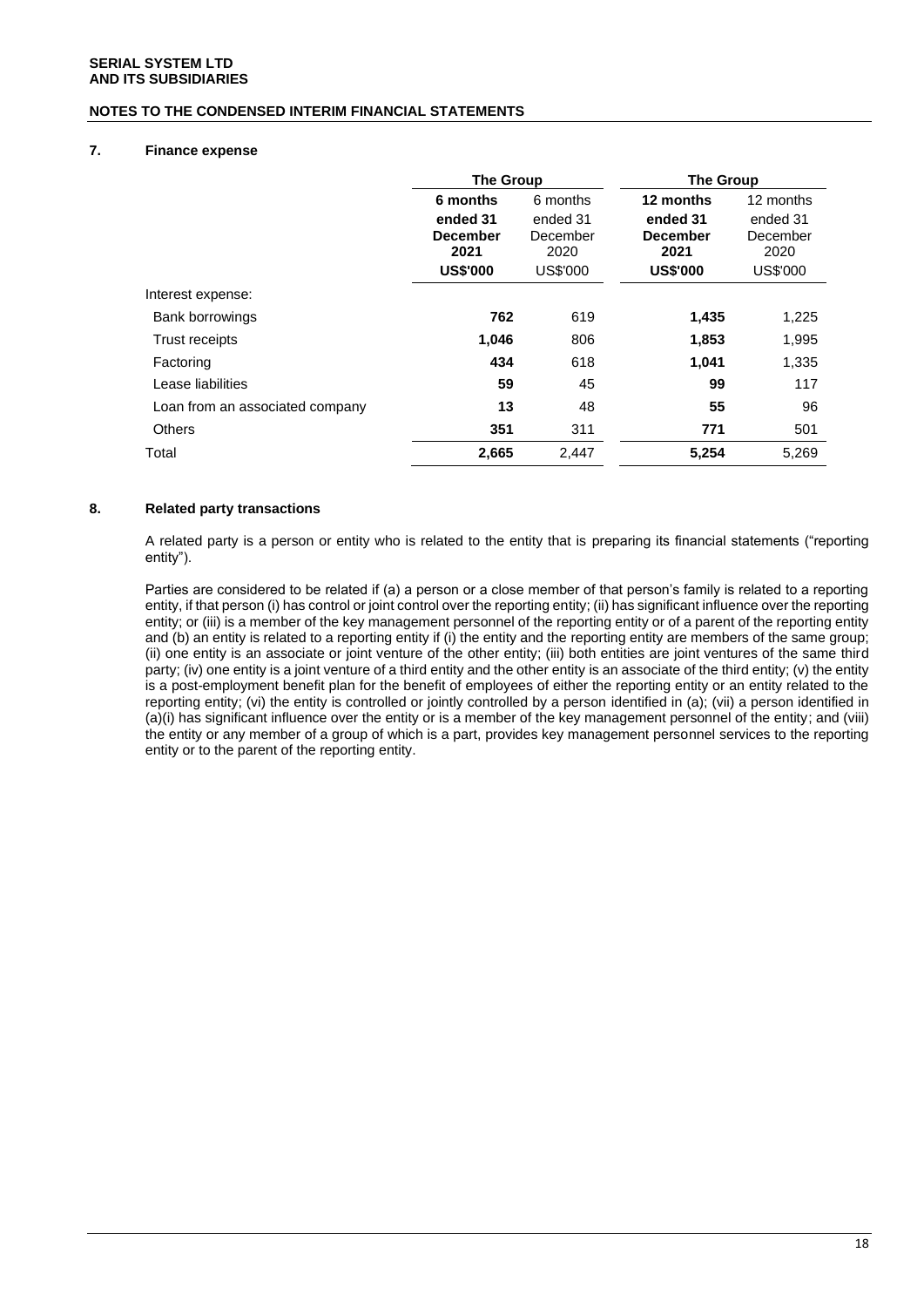## NOTES TO THE CONDENSED INTERIM FINANCIAL STATEMENTS

### 7. Finance expense

| | The Group | | The Group | |
|---|---|---|---|---|
| | **6 months ended 31 December 2021** | 6 months ended 31 December 2020 | **12 months ended 31 December 2021** | 12 months ended 31 December 2020 |
| | **US$'000** | US$'000 | **US$'000** | US$'000 |
| Interest expense: | | | | |
| Bank borrowings | **762** | 619 | **1,435** | 1,225 |
| Trust receipts | **1,046** | 806 | **1,853** | 1,995 |
| Factoring | **434** | 618 | **1,041** | 1,335 |
| Lease liabilities | **59** | 45 | **99** | 117 |
| Loan from an associated company | **13** | 48 | **55** | 96 |
| Others | **351** | 311 | **771** | 501 |
| Total | **2,665** | 2,447 | **5,254** | 5,269 |

### 8. Related party transactions

A related party is a person or entity who is related to the entity that is preparing its financial statements ("reporting entity").

Parties are considered to be related if (a) a person or a close member of that person's family is related to a reporting entity, if that person (i) has control or joint control over the reporting entity; (ii) has significant influence over the reporting entity; or (iii) is a member of the key management personnel of the reporting entity or of a parent of the reporting entity and (b) an entity is related to a reporting entity if (i) the entity and the reporting entity are members of the same group; (ii) one entity is an associate or joint venture of the other entity; (iii) both entities are joint ventures of the same third party; (iv) one entity is a joint venture of a third entity and the other entity is an associate of the third entity; (v) the entity is a post-employment benefit plan for the benefit of employees of either the reporting entity or an entity related to the reporting entity; (vi) the entity is controlled or jointly controlled by a person identified in (a); (vii) a person identified in (a)(i) has significant influence over the entity or is a member of the key management personnel of the entity; and (viii) the entity or any member of a group of which is a part, provides key management personnel services to the reporting entity or to the parent of the reporting entity.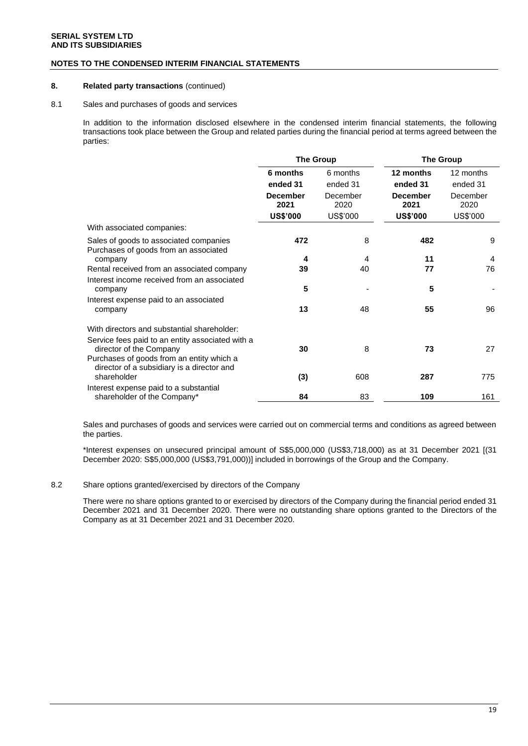**SERIAL SYSTEM LTD**
**AND ITS SUBSIDIARIES**

**NOTES TO THE CONDENSED INTERIM FINANCIAL STATEMENTS**

**8. Related party transactions** (continued)

8.1 Sales and purchases of goods and services

In addition to the information disclosed elsewhere in the condensed interim financial statements, the following transactions took place between the Group and related parties during the financial period at terms agreed between the parties:

| | **The Group** | | **The Group** | |
|---|---|---|---|---|
| | **6 months ended 31 December 2021** | 6 months ended 31 December 2020 | **12 months ended 31 December 2021** | 12 months ended 31 December 2020 |
| | **US$'000** | US$'000 | **US$'000** | US$'000 |
| With associated companies: | | | | |
| Sales of goods to associated companies | **472** | 8 | **482** | 9 |
| Purchases of goods from an associated company | **4** | 4 | **11** | 4 |
| Rental received from an associated company | **39** | 40 | **77** | 76 |
| Interest income received from an associated company | **5** | - | **5** | - |
| Interest expense paid to an associated company | **13** | 48 | **55** | 96 |
| With directors and substantial shareholder: | | | | |
| Service fees paid to an entity associated with a director of the Company | **30** | 8 | **73** | 27 |
| Purchases of goods from an entity which a director of a subsidiary is a director and shareholder | **(3)** | 608 | **287** | 775 |
| Interest expense paid to a substantial shareholder of the Company* | **84** | 83 | **109** | 161 |

Sales and purchases of goods and services were carried out on commercial terms and conditions as agreed between the parties.

*Interest expenses on unsecured principal amount of S$5,000,000 (US$3,718,000) as at 31 December 2021 [(31 December 2020: S$5,000,000 (US$3,791,000))] included in borrowings of the Group and the Company.

8.2 Share options granted/exercised by directors of the Company

There were no share options granted to or exercised by directors of the Company during the financial period ended 31 December 2021 and 31 December 2020. There were no outstanding share options granted to the Directors of the Company as at 31 December 2021 and 31 December 2020.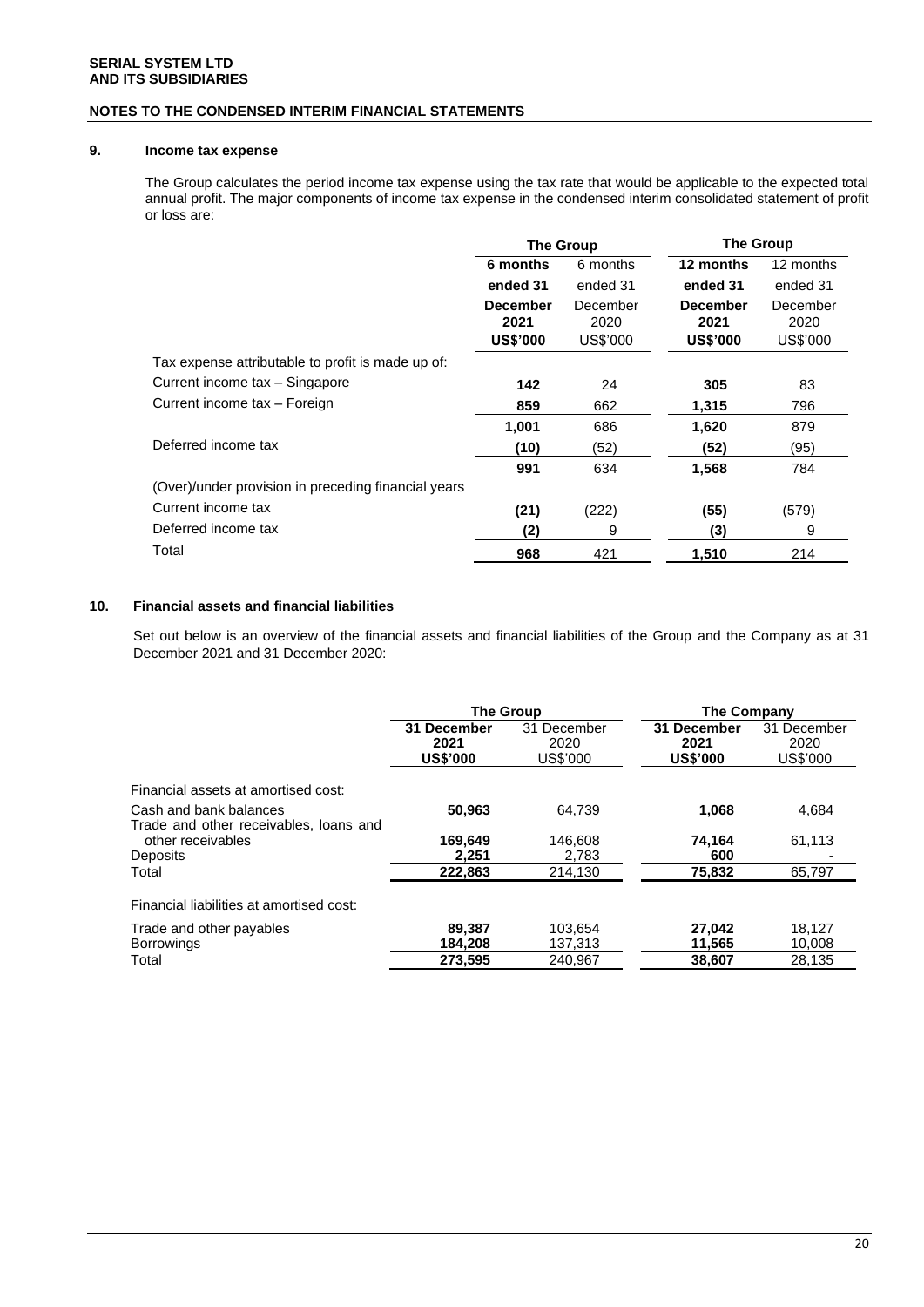**SERIAL SYSTEM LTD**
**AND ITS SUBSIDIARIES**

**NOTES TO THE CONDENSED INTERIM FINANCIAL STATEMENTS**

## 9. Income tax expense

The Group calculates the period income tax expense using the tax rate that would be applicable to the expected total annual profit. The major components of income tax expense in the condensed interim consolidated statement of profit or loss are:

| | The Group | | The Group | |
|---|---|---|---|---|
| | **6 months ended 31 December 2021 US$'000** | 6 months ended 31 December 2020 US$'000 | **12 months ended 31 December 2021 US$'000** | 12 months ended 31 December 2020 US$'000 |
| Tax expense attributable to profit is made up of: | | | | |
| Current income tax – Singapore | **142** | 24 | **305** | 83 |
| Current income tax – Foreign | **859** | 662 | **1,315** | 796 |
| | **1,001** | 686 | **1,620** | 879 |
| Deferred income tax | **(10)** | (52) | **(52)** | (95) |
| | **991** | 634 | **1,568** | 784 |
| (Over)/under provision in preceding financial years | | | | |
| Current income tax | **(21)** | (222) | **(55)** | (579) |
| Deferred income tax | **(2)** | 9 | **(3)** | 9 |
| Total | **968** | 421 | **1,510** | 214 |

## 10. Financial assets and financial liabilities

Set out below is an overview of the financial assets and financial liabilities of the Group and the Company as at 31 December 2021 and 31 December 2020:

| | The Group | | The Company | |
|---|---|---|---|---|
| | **31 December 2021 US$'000** | 31 December 2020 US$'000 | **31 December 2021 US$'000** | 31 December 2020 US$'000 |
| Financial assets at amortised cost: | | | | |
| Cash and bank balances | **50,963** | 64,739 | **1,068** | 4,684 |
| Trade and other receivables, loans and other receivables | **169,649** | 146,608 | **74,164** | 61,113 |
| Deposits | **2,251** | 2,783 | **600** | - |
| Total | **222,863** | 214,130 | **75,832** | 65,797 |
| Financial liabilities at amortised cost: | | | | |
| Trade and other payables | **89,387** | 103,654 | **27,042** | 18,127 |
| Borrowings | **184,208** | 137,313 | **11,565** | 10,008 |
| Total | **273,595** | 240,967 | **38,607** | 28,135 |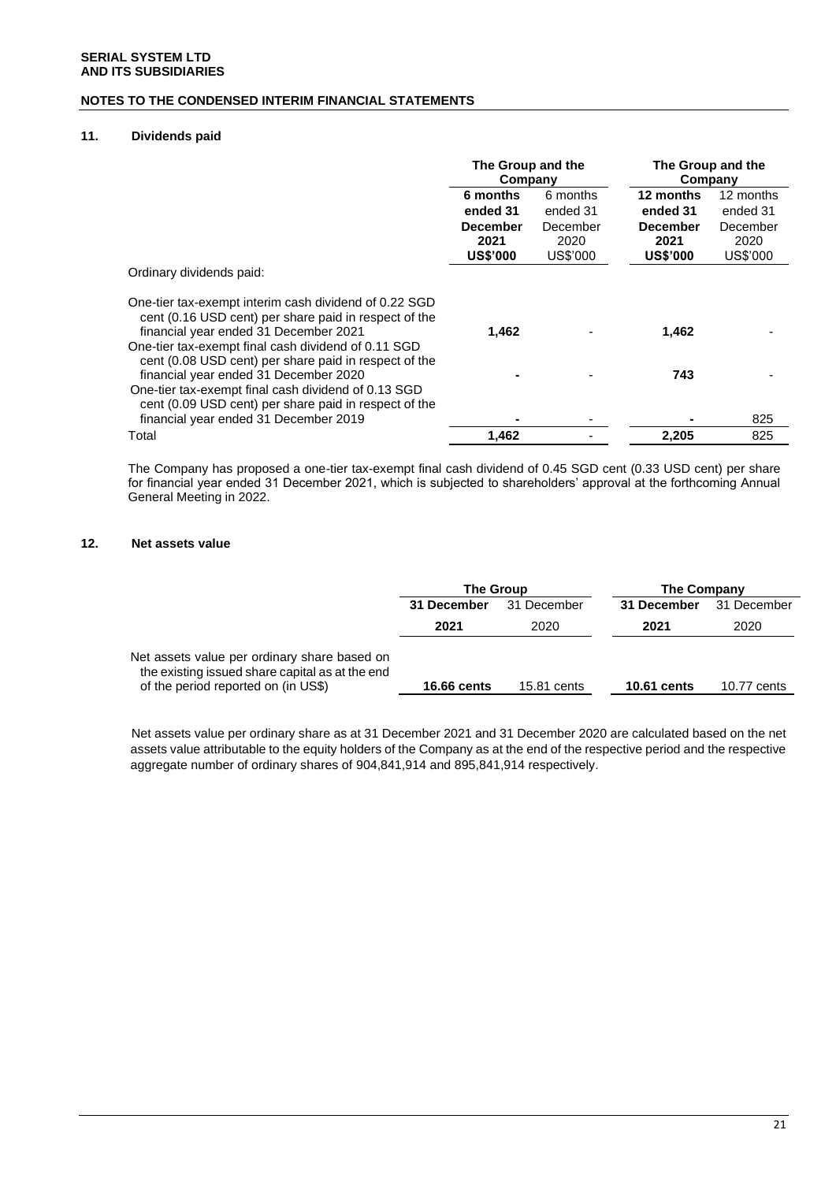## 11. Dividends paid

| | The Group and the Company | | The Group and the Company | |
|---|---|---|---|---|
| | **6 months ended 31 December 2021** | 6 months ended 31 December 2020 | **12 months ended 31 December 2021** | 12 months ended 31 December 2020 |
| | **US$'000** | US$'000 | **US$'000** | US$'000 |
| Ordinary dividends paid: | | | | |
| One-tier tax-exempt interim cash dividend of 0.22 SGD cent (0.16 USD cent) per share paid in respect of the financial year ended 31 December 2021 | **1,462** | - | **1,462** | - |
| One-tier tax-exempt final cash dividend of 0.11 SGD cent (0.08 USD cent) per share paid in respect of the financial year ended 31 December 2020 | **-** | - | **743** | - |
| One-tier tax-exempt final cash dividend of 0.13 SGD cent (0.09 USD cent) per share paid in respect of the financial year ended 31 December 2019 | **-** | - | **-** | 825 |
| Total | **1,462** | - | **2,205** | 825 |

The Company has proposed a one-tier tax-exempt final cash dividend of 0.45 SGD cent (0.33 USD cent) per share for financial year ended 31 December 2021, which is subjected to shareholders' approval at the forthcoming Annual General Meeting in 2022.

## 12. Net assets value

| | The Group | | The Company | |
|---|---|---|---|---|
| | **31 December 2021** | 31 December 2020 | **31 December 2021** | 31 December 2020 |
| Net assets value per ordinary share based on the existing issued share capital as at the end of the period reported on (in US$) | **16.66 cents** | 15.81 cents | **10.61 cents** | 10.77 cents |

Net assets value per ordinary share as at 31 December 2021 and 31 December 2020 are calculated based on the net assets value attributable to the equity holders of the Company as at the end of the respective period and the respective aggregate number of ordinary shares of 904,841,914 and 895,841,914 respectively.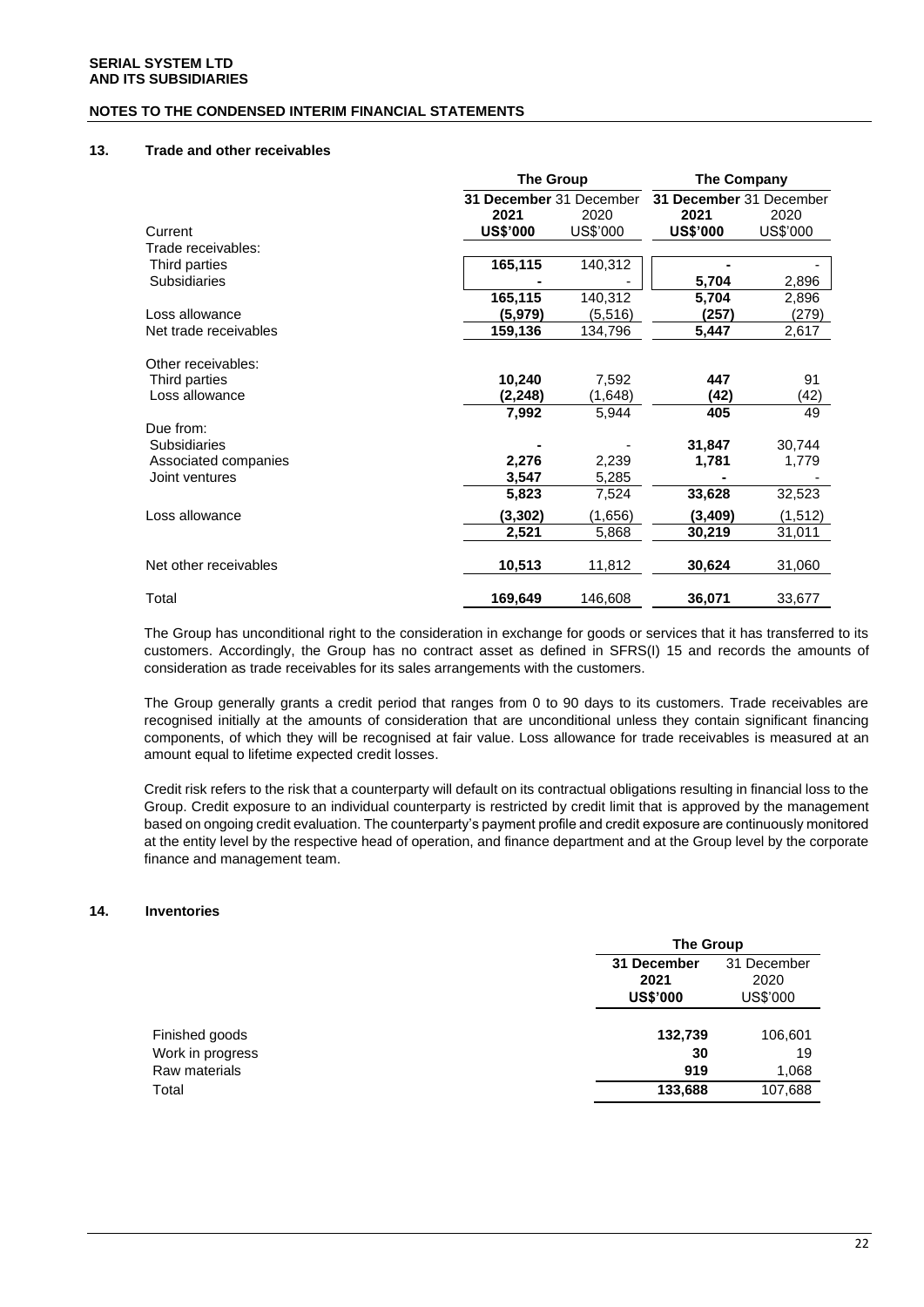**SERIAL SYSTEM LTD**
**AND ITS SUBSIDIARIES**

**NOTES TO THE CONDENSED INTERIM FINANCIAL STATEMENTS**

### 13. Trade and other receivables

| | The Group | | The Company | |
|---|---|---|---|---|
| | **31 December 2021** | 31 December 2020 | **31 December 2021** | 31 December 2020 |
| Current | **US$'000** | US$'000 | **US$'000** | US$'000 |
| Trade receivables: | | | | |
| Third parties | **165,115** | 140,312 | **-** | - |
| Subsidiaries | **-** | - | **5,704** | 2,896 |
| | **165,115** | 140,312 | **5,704** | 2,896 |
| Loss allowance | **(5,979)** | (5,516) | **(257)** | (279) |
| Net trade receivables | **159,136** | 134,796 | **5,447** | 2,617 |
| Other receivables: | | | | |
| Third parties | **10,240** | 7,592 | **447** | 91 |
| Loss allowance | **(2,248)** | (1,648) | **(42)** | (42) |
| | **7,992** | 5,944 | **405** | 49 |
| Due from: | | | | |
| Subsidiaries | **-** | - | **31,847** | 30,744 |
| Associated companies | **2,276** | 2,239 | **1,781** | 1,779 |
| Joint ventures | **3,547** | 5,285 | **-** | - |
| | **5,823** | 7,524 | **33,628** | 32,523 |
| Loss allowance | **(3,302)** | (1,656) | **(3,409)** | (1,512) |
| | **2,521** | 5,868 | **30,219** | 31,011 |
| Net other receivables | **10,513** | 11,812 | **30,624** | 31,060 |
| Total | **169,649** | 146,608 | **36,071** | 33,677 |

The Group has unconditional right to the consideration in exchange for goods or services that it has transferred to its customers. Accordingly, the Group has no contract asset as defined in SFRS(I) 15 and records the amounts of consideration as trade receivables for its sales arrangements with the customers.

The Group generally grants a credit period that ranges from 0 to 90 days to its customers. Trade receivables are recognised initially at the amounts of consideration that are unconditional unless they contain significant financing components, of which they will be recognised at fair value. Loss allowance for trade receivables is measured at an amount equal to lifetime expected credit losses.

Credit risk refers to the risk that a counterparty will default on its contractual obligations resulting in financial loss to the Group. Credit exposure to an individual counterparty is restricted by credit limit that is approved by the management based on ongoing credit evaluation. The counterparty's payment profile and credit exposure are continuously monitored at the entity level by the respective head of operation, and finance department and at the Group level by the corporate finance and management team.

### 14. Inventories

| | The Group | |
|---|---|---|
| | **31 December 2021** | 31 December 2020 |
| | **US$'000** | US$'000 |
| Finished goods | **132,739** | 106,601 |
| Work in progress | **30** | 19 |
| Raw materials | **919** | 1,068 |
| Total | **133,688** | 107,688 |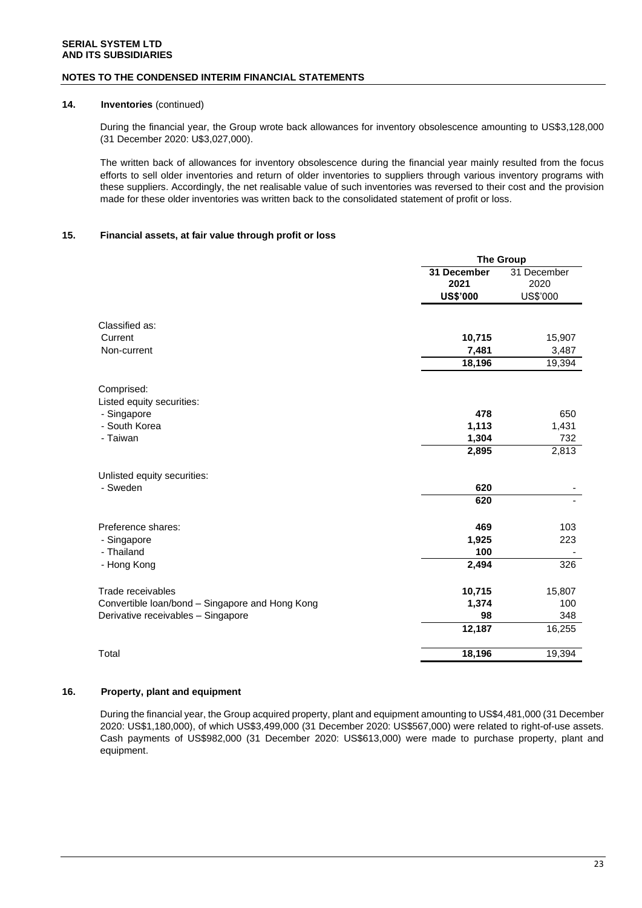**SERIAL SYSTEM LTD**
**AND ITS SUBSIDIARIES**

**NOTES TO THE CONDENSED INTERIM FINANCIAL STATEMENTS**

## 14. Inventories (continued)

During the financial year, the Group wrote back allowances for inventory obsolescence amounting to US$3,128,000 (31 December 2020: U$3,027,000).

The written back of allowances for inventory obsolescence during the financial year mainly resulted from the focus efforts to sell older inventories and return of older inventories to suppliers through various inventory programs with these suppliers. Accordingly, the net realisable value of such inventories was reversed to their cost and the provision made for these older inventories was written back to the consolidated statement of profit or loss.

## 15. Financial assets, at fair value through profit or loss

| | The Group | |
|---|---|---|
| | **31 December 2021 US$'000** | 31 December 2020 US$'000 |
| Classified as: | | |
| Current | **10,715** | 15,907 |
| Non-current | **7,481** | 3,487 |
| | **18,196** | 19,394 |
| Comprised: | | |
| Listed equity securities: | | |
| - Singapore | **478** | 650 |
| - South Korea | **1,113** | 1,431 |
| - Taiwan | **1,304** | 732 |
| | **2,895** | 2,813 |
| Unlisted equity securities: | | |
| - Sweden | **620** | - |
| | **620** | - |
| Preference shares: | **469** | 103 |
| - Singapore | **1,925** | 223 |
| - Thailand | **100** | - |
| - Hong Kong | **2,494** | 326 |
| Trade receivables | **10,715** | 15,807 |
| Convertible loan/bond – Singapore and Hong Kong | **1,374** | 100 |
| Derivative receivables – Singapore | **98** | 348 |
| | **12,187** | 16,255 |
| Total | **18,196** | 19,394 |

## 16. Property, plant and equipment

During the financial year, the Group acquired property, plant and equipment amounting to US$4,481,000 (31 December 2020: US$1,180,000), of which US$3,499,000 (31 December 2020: US$567,000) were related to right-of-use assets. Cash payments of US$982,000 (31 December 2020: US$613,000) were made to purchase property, plant and equipment.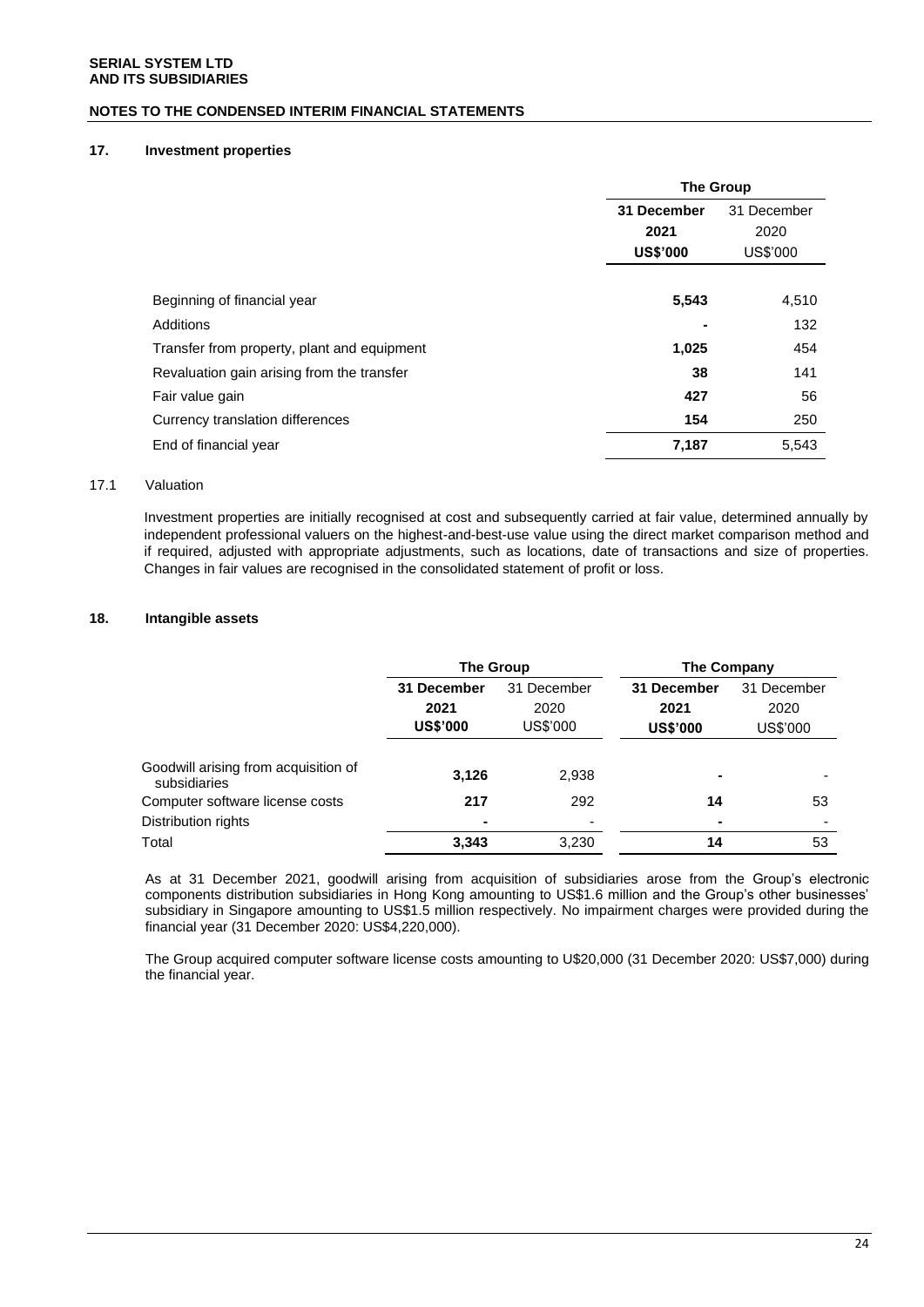**SERIAL SYSTEM LTD**
**AND ITS SUBSIDIARIES**

**NOTES TO THE CONDENSED INTERIM FINANCIAL STATEMENTS**

### 17. Investment properties

| | The Group | |
|---|---|---|
| | **31 December 2021 US$'000** | 31 December 2020 US$'000 |
| Beginning of financial year | **5,543** | 4,510 |
| Additions | **-** | 132 |
| Transfer from property, plant and equipment | **1,025** | 454 |
| Revaluation gain arising from the transfer | **38** | 141 |
| Fair value gain | **427** | 56 |
| Currency translation differences | **154** | 250 |
| End of financial year | **7,187** | 5,543 |

17.1 Valuation

Investment properties are initially recognised at cost and subsequently carried at fair value, determined annually by independent professional valuers on the highest-and-best-use value using the direct market comparison method and if required, adjusted with appropriate adjustments, such as locations, date of transactions and size of properties. Changes in fair values are recognised in the consolidated statement of profit or loss.

### 18. Intangible assets

| | The Group | | The Company | |
|---|---|---|---|---|
| | **31 December 2021 US$'000** | 31 December 2020 US$'000 | **31 December 2021 US$'000** | 31 December 2020 US$'000 |
| Goodwill arising from acquisition of subsidiaries | **3,126** | 2,938 | **-** | - |
| Computer software license costs | **217** | 292 | **14** | 53 |
| Distribution rights | **-** | - | **-** | - |
| Total | **3,343** | 3,230 | **14** | 53 |

As at 31 December 2021, goodwill arising from acquisition of subsidiaries arose from the Group's electronic components distribution subsidiaries in Hong Kong amounting to US$1.6 million and the Group's other businesses' subsidiary in Singapore amounting to US$1.5 million respectively. No impairment charges were provided during the financial year (31 December 2020: US$4,220,000).

The Group acquired computer software license costs amounting to U$20,000 (31 December 2020: US$7,000) during the financial year.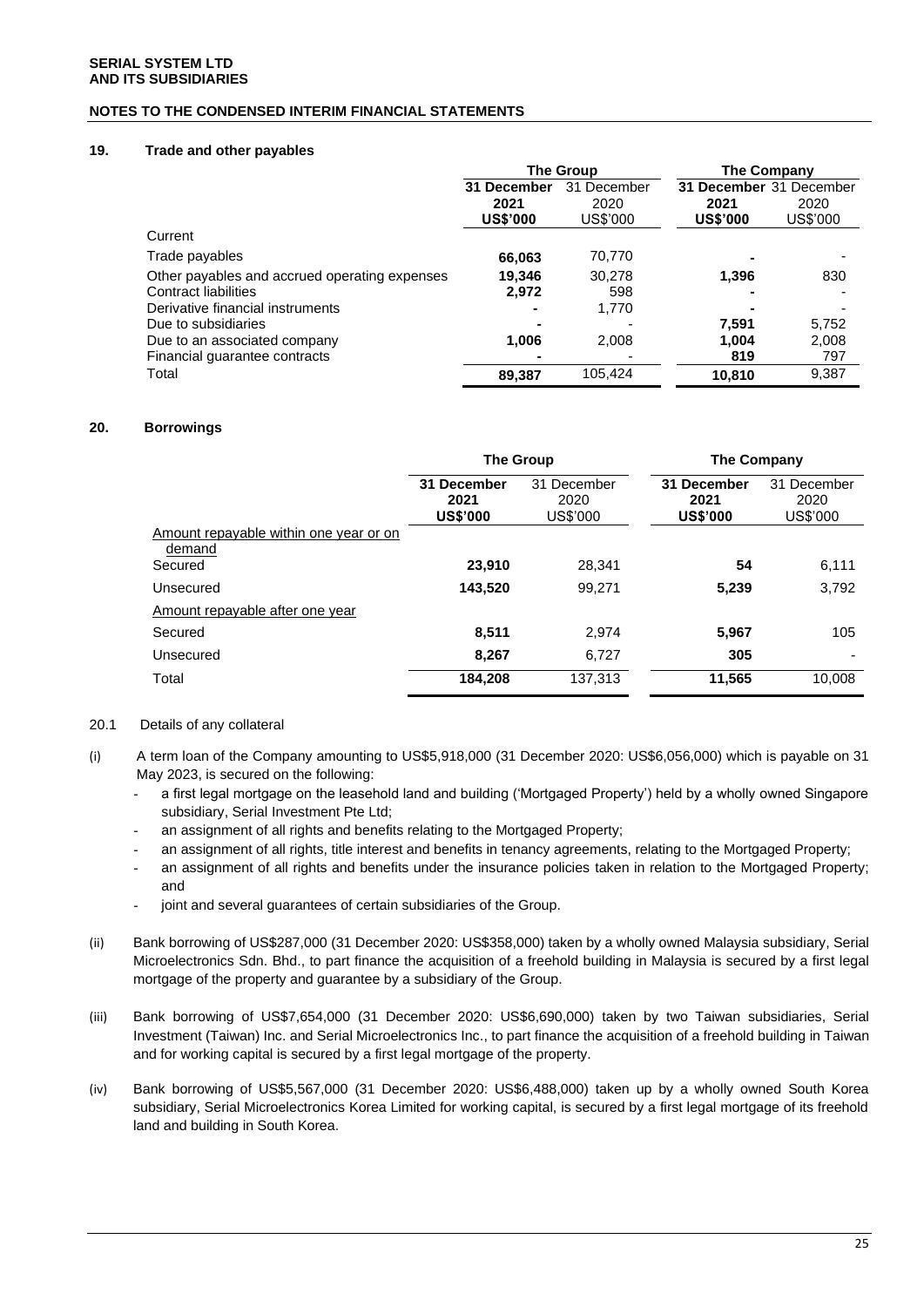**SERIAL SYSTEM LTD**
**AND ITS SUBSIDIARIES**

**NOTES TO THE CONDENSED INTERIM FINANCIAL STATEMENTS**

## 19. Trade and other payables

| | The Group | | The Company | |
|---|---|---|---|---|
| | **31 December 2021 US$'000** | 31 December 2020 US$'000 | **31 December 2021 US$'000** | 31 December 2020 US$'000 |
| Current | | | | |
| Trade payables | **66,063** | 70,770 | **-** | - |
| Other payables and accrued operating expenses | **19,346** | 30,278 | **1,396** | 830 |
| Contract liabilities | **2,972** | 598 | **-** | - |
| Derivative financial instruments | **-** | 1,770 | **-** | - |
| Due to subsidiaries | **-** | - | **7,591** | 5,752 |
| Due to an associated company | **1,006** | 2,008 | **1,004** | 2,008 |
| Financial guarantee contracts | **-** | - | **819** | 797 |
| Total | **89,387** | 105,424 | **10,810** | 9,387 |

## 20. Borrowings

| | The Group | | The Company | |
|---|---|---|---|---|
| | **31 December 2021 US$'000** | 31 December 2020 US$'000 | **31 December 2021 US$'000** | 31 December 2020 US$'000 |
| Amount repayable within one year or on demand | | | | |
| Secured | **23,910** | 28,341 | **54** | 6,111 |
| Unsecured | **143,520** | 99,271 | **5,239** | 3,792 |
| Amount repayable after one year | | | | |
| Secured | **8,511** | 2,974 | **5,967** | 105 |
| Unsecured | **8,267** | 6,727 | **305** | - |
| Total | **184,208** | 137,313 | **11,565** | 10,008 |

20.1 Details of any collateral

(i) A term loan of the Company amounting to US$5,918,000 (31 December 2020: US$6,056,000) which is payable on 31 May 2023, is secured on the following:

- a first legal mortgage on the leasehold land and building ('Mortgaged Property') held by a wholly owned Singapore subsidiary, Serial Investment Pte Ltd;
- an assignment of all rights and benefits relating to the Mortgaged Property;
- an assignment of all rights, title interest and benefits in tenancy agreements, relating to the Mortgaged Property;
- an assignment of all rights and benefits under the insurance policies taken in relation to the Mortgaged Property; and
- joint and several guarantees of certain subsidiaries of the Group.

(ii) Bank borrowing of US$287,000 (31 December 2020: US$358,000) taken by a wholly owned Malaysia subsidiary, Serial Microelectronics Sdn. Bhd., to part finance the acquisition of a freehold building in Malaysia is secured by a first legal mortgage of the property and guarantee by a subsidiary of the Group.

(iii) Bank borrowing of US$7,654,000 (31 December 2020: US$6,690,000) taken by two Taiwan subsidiaries, Serial Investment (Taiwan) Inc. and Serial Microelectronics Inc., to part finance the acquisition of a freehold building in Taiwan and for working capital is secured by a first legal mortgage of the property.

(iv) Bank borrowing of US$5,567,000 (31 December 2020: US$6,488,000) taken up by a wholly owned South Korea subsidiary, Serial Microelectronics Korea Limited for working capital, is secured by a first legal mortgage of its freehold land and building in South Korea.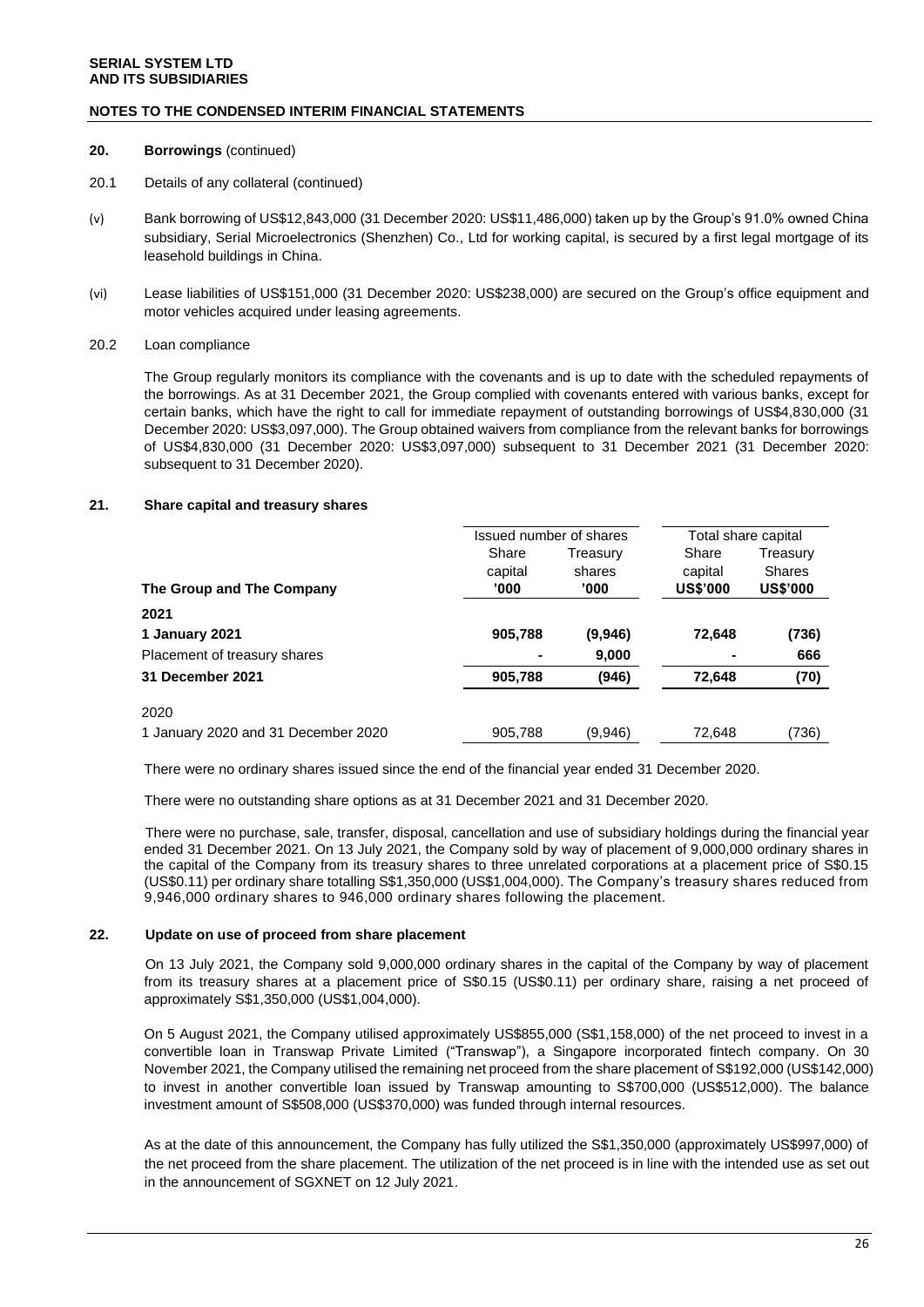## 20. Borrowings (continued)

20.1 Details of any collateral (continued)

(v) Bank borrowing of US$12,843,000 (31 December 2020: US$11,486,000) taken up by the Group's 91.0% owned China subsidiary, Serial Microelectronics (Shenzhen) Co., Ltd for working capital, is secured by a first legal mortgage of its leasehold buildings in China.

(vi) Lease liabilities of US$151,000 (31 December 2020: US$238,000) are secured on the Group's office equipment and motor vehicles acquired under leasing agreements.

20.2 Loan compliance

The Group regularly monitors its compliance with the covenants and is up to date with the scheduled repayments of the borrowings. As at 31 December 2021, the Group complied with covenants entered with various banks, except for certain banks, which have the right to call for immediate repayment of outstanding borrowings of US$4,830,000 (31 December 2020: US$3,097,000). The Group obtained waivers from compliance from the relevant banks for borrowings of US$4,830,000 (31 December 2020: US$3,097,000) subsequent to 31 December 2021 (31 December 2020: subsequent to 31 December 2020).

## 21. Share capital and treasury shares

| | Issued number of shares | | Total share capital | |
|---|---|---|---|---|
| **The Group and The Company** | Share capital '000 | Treasury shares '000 | Share capital US$'000 | Treasury Shares US$'000 |
| **2021** | | | | |
| **1 January 2021** | **905,788** | **(9,946)** | **72,648** | **(736)** |
| Placement of treasury shares | **-** | **9,000** | **-** | **666** |
| **31 December 2021** | **905,788** | **(946)** | **72,648** | **(70)** |
| 2020 | | | | |
| 1 January 2020 and 31 December 2020 | 905,788 | (9,946) | 72,648 | (736) |

There were no ordinary shares issued since the end of the financial year ended 31 December 2020.

There were no outstanding share options as at 31 December 2021 and 31 December 2020.

There were no purchase, sale, transfer, disposal, cancellation and use of subsidiary holdings during the financial year ended 31 December 2021. On 13 July 2021, the Company sold by way of placement of 9,000,000 ordinary shares in the capital of the Company from its treasury shares to three unrelated corporations at a placement price of S$0.15 (US$0.11) per ordinary share totalling S$1,350,000 (US$1,004,000). The Company's treasury shares reduced from 9,946,000 ordinary shares to 946,000 ordinary shares following the placement.

## 22. Update on use of proceed from share placement

On 13 July 2021, the Company sold 9,000,000 ordinary shares in the capital of the Company by way of placement from its treasury shares at a placement price of S$0.15 (US$0.11) per ordinary share, raising a net proceed of approximately S$1,350,000 (US$1,004,000).

On 5 August 2021, the Company utilised approximately US$855,000 (S$1,158,000) of the net proceed to invest in a convertible loan in Transwap Private Limited ("Transwap"), a Singapore incorporated fintech company. On 30 November 2021, the Company utilised the remaining net proceed from the share placement of S$192,000 (US$142,000) to invest in another convertible loan issued by Transwap amounting to S$700,000 (US$512,000). The balance investment amount of S$508,000 (US$370,000) was funded through internal resources.

As at the date of this announcement, the Company has fully utilized the S$1,350,000 (approximately US$997,000) of the net proceed from the share placement. The utilization of the net proceed is in line with the intended use as set out in the announcement of SGXNET on 12 July 2021.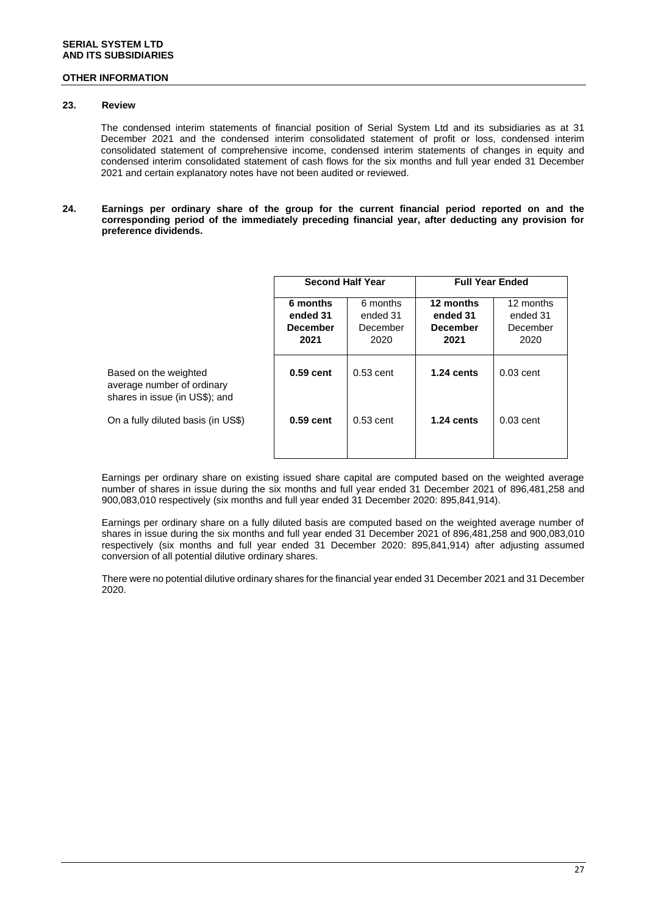**SERIAL SYSTEM LTD**
**AND ITS SUBSIDIARIES**

**OTHER INFORMATION**

**23. Review**

The condensed interim statements of financial position of Serial System Ltd and its subsidiaries as at 31 December 2021 and the condensed interim consolidated statement of profit or loss, condensed interim consolidated statement of comprehensive income, condensed interim statements of changes in equity and condensed interim consolidated statement of cash flows for the six months and full year ended 31 December 2021 and certain explanatory notes have not been audited or reviewed.

**24. Earnings per ordinary share of the group for the current financial period reported on and the corresponding period of the immediately preceding financial year, after deducting any provision for preference dividends.**

| | **Second Half Year** | | **Full Year Ended** | |
|---|---|---|---|---|
| | **6 months ended 31 December 2021** | 6 months ended 31 December 2020 | **12 months ended 31 December 2021** | 12 months ended 31 December 2020 |
| Based on the weighted average number of ordinary shares in issue (in US$); and | **0.59 cent** | 0.53 cent | **1.24 cents** | 0.03 cent |
| On a fully diluted basis (in US$) | **0.59 cent** | 0.53 cent | **1.24 cents** | 0.03 cent |

Earnings per ordinary share on existing issued share capital are computed based on the weighted average number of shares in issue during the six months and full year ended 31 December 2021 of 896,481,258 and 900,083,010 respectively (six months and full year ended 31 December 2020: 895,841,914).

Earnings per ordinary share on a fully diluted basis are computed based on the weighted average number of shares in issue during the six months and full year ended 31 December 2021 of 896,481,258 and 900,083,010 respectively (six months and full year ended 31 December 2020: 895,841,914) after adjusting assumed conversion of all potential dilutive ordinary shares.

There were no potential dilutive ordinary shares for the financial year ended 31 December 2021 and 31 December 2020.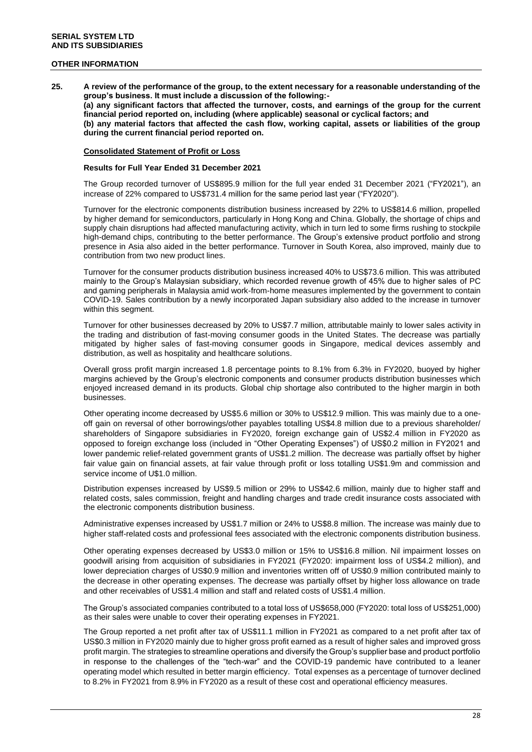**SERIAL SYSTEM LTD**
**AND ITS SUBSIDIARIES**

**OTHER INFORMATION**

**25. A review of the performance of the group, to the extent necessary for a reasonable understanding of the group's business. It must include a discussion of the following:-**
**(a) any significant factors that affected the turnover, costs, and earnings of the group for the current financial period reported on, including (where applicable) seasonal or cyclical factors; and**
**(b) any material factors that affected the cash flow, working capital, assets or liabilities of the group during the current financial period reported on.**

**Consolidated Statement of Profit or Loss**

**Results for Full Year Ended 31 December 2021**

The Group recorded turnover of US$895.9 million for the full year ended 31 December 2021 ("FY2021"), an increase of 22% compared to US$731.4 million for the same period last year ("FY2020").

Turnover for the electronic components distribution business increased by 22% to US$814.6 million, propelled by higher demand for semiconductors, particularly in Hong Kong and China. Globally, the shortage of chips and supply chain disruptions had affected manufacturing activity, which in turn led to some firms rushing to stockpile high-demand chips, contributing to the better performance. The Group's extensive product portfolio and strong presence in Asia also aided in the better performance. Turnover in South Korea, also improved, mainly due to contribution from two new product lines.

Turnover for the consumer products distribution business increased 40% to US$73.6 million. This was attributed mainly to the Group's Malaysian subsidiary, which recorded revenue growth of 45% due to higher sales of PC and gaming peripherals in Malaysia amid work-from-home measures implemented by the government to contain COVID-19. Sales contribution by a newly incorporated Japan subsidiary also added to the increase in turnover within this segment.

Turnover for other businesses decreased by 20% to US$7.7 million, attributable mainly to lower sales activity in the trading and distribution of fast-moving consumer goods in the United States. The decrease was partially mitigated by higher sales of fast-moving consumer goods in Singapore, medical devices assembly and distribution, as well as hospitality and healthcare solutions.

Overall gross profit margin increased 1.8 percentage points to 8.1% from 6.3% in FY2020, buoyed by higher margins achieved by the Group's electronic components and consumer products distribution businesses which enjoyed increased demand in its products. Global chip shortage also contributed to the higher margin in both businesses.

Other operating income decreased by US$5.6 million or 30% to US$12.9 million. This was mainly due to a one-off gain on reversal of other borrowings/other payables totalling US$4.8 million due to a previous shareholder/ shareholders of Singapore subsidiaries in FY2020, foreign exchange gain of US$2.4 million in FY2020 as opposed to foreign exchange loss (included in "Other Operating Expenses") of US$0.2 million in FY2021 and lower pandemic relief-related government grants of US$1.2 million. The decrease was partially offset by higher fair value gain on financial assets, at fair value through profit or loss totalling US$1.9m and commission and service income of U$1.0 million.

Distribution expenses increased by US$9.5 million or 29% to US$42.6 million, mainly due to higher staff and related costs, sales commission, freight and handling charges and trade credit insurance costs associated with the electronic components distribution business.

Administrative expenses increased by US$1.7 million or 24% to US$8.8 million. The increase was mainly due to higher staff-related costs and professional fees associated with the electronic components distribution business.

Other operating expenses decreased by US$3.0 million or 15% to US$16.8 million. Nil impairment losses on goodwill arising from acquisition of subsidiaries in FY2021 (FY2020: impairment loss of US$4.2 million), and lower depreciation charges of US$0.9 million and inventories written off of US$0.9 million contributed mainly to the decrease in other operating expenses. The decrease was partially offset by higher loss allowance on trade and other receivables of US$1.4 million and staff and related costs of US$1.4 million.

The Group's associated companies contributed to a total loss of US$658,000 (FY2020: total loss of US$251,000) as their sales were unable to cover their operating expenses in FY2021.

The Group reported a net profit after tax of US$11.1 million in FY2021 as compared to a net profit after tax of US$0.3 million in FY2020 mainly due to higher gross profit earned as a result of higher sales and improved gross profit margin. The strategies to streamline operations and diversify the Group's supplier base and product portfolio in response to the challenges of the "tech-war" and the COVID-19 pandemic have contributed to a leaner operating model which resulted in better margin efficiency. Total expenses as a percentage of turnover declined to 8.2% in FY2021 from 8.9% in FY2020 as a result of these cost and operational efficiency measures.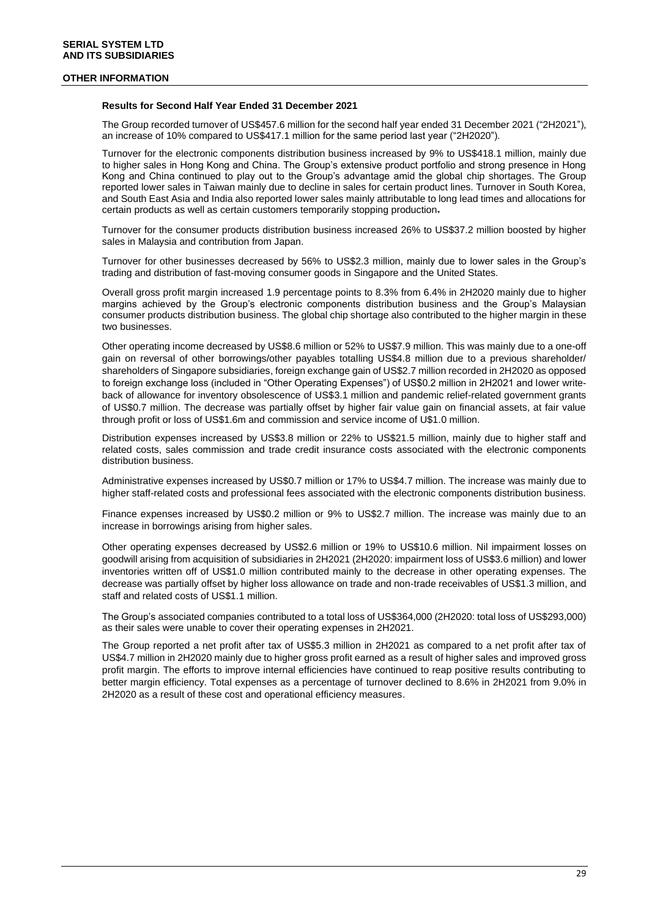**SERIAL SYSTEM LTD**
**AND ITS SUBSIDIARIES**

**OTHER INFORMATION**

### Results for Second Half Year Ended 31 December 2021

The Group recorded turnover of US$457.6 million for the second half year ended 31 December 2021 ("2H2021"), an increase of 10% compared to US$417.1 million for the same period last year ("2H2020").

Turnover for the electronic components distribution business increased by 9% to US$418.1 million, mainly due to higher sales in Hong Kong and China. The Group's extensive product portfolio and strong presence in Hong Kong and China continued to play out to the Group's advantage amid the global chip shortages. The Group reported lower sales in Taiwan mainly due to decline in sales for certain product lines. Turnover in South Korea, and South East Asia and India also reported lower sales mainly attributable to long lead times and allocations for certain products as well as certain customers temporarily stopping production.

Turnover for the consumer products distribution business increased 26% to US$37.2 million boosted by higher sales in Malaysia and contribution from Japan.

Turnover for other businesses decreased by 56% to US$2.3 million, mainly due to lower sales in the Group's trading and distribution of fast-moving consumer goods in Singapore and the United States.

Overall gross profit margin increased 1.9 percentage points to 8.3% from 6.4% in 2H2020 mainly due to higher margins achieved by the Group's electronic components distribution business and the Group's Malaysian consumer products distribution business. The global chip shortage also contributed to the higher margin in these two businesses.

Other operating income decreased by US$8.6 million or 52% to US$7.9 million. This was mainly due to a one-off gain on reversal of other borrowings/other payables totalling US$4.8 million due to a previous shareholder/ shareholders of Singapore subsidiaries, foreign exchange gain of US$2.7 million recorded in 2H2020 as opposed to foreign exchange loss (included in "Other Operating Expenses") of US$0.2 million in 2H2021 and lower write-back of allowance for inventory obsolescence of US$3.1 million and pandemic relief-related government grants of US$0.7 million. The decrease was partially offset by higher fair value gain on financial assets, at fair value through profit or loss of US$1.6m and commission and service income of U$1.0 million.

Distribution expenses increased by US$3.8 million or 22% to US$21.5 million, mainly due to higher staff and related costs, sales commission and trade credit insurance costs associated with the electronic components distribution business.

Administrative expenses increased by US$0.7 million or 17% to US$4.7 million. The increase was mainly due to higher staff-related costs and professional fees associated with the electronic components distribution business.

Finance expenses increased by US$0.2 million or 9% to US$2.7 million. The increase was mainly due to an increase in borrowings arising from higher sales.

Other operating expenses decreased by US$2.6 million or 19% to US$10.6 million. Nil impairment losses on goodwill arising from acquisition of subsidiaries in 2H2021 (2H2020: impairment loss of US$3.6 million) and lower inventories written off of US$1.0 million contributed mainly to the decrease in other operating expenses. The decrease was partially offset by higher loss allowance on trade and non-trade receivables of US$1.3 million, and staff and related costs of US$1.1 million.

The Group's associated companies contributed to a total loss of US$364,000 (2H2020: total loss of US$293,000) as their sales were unable to cover their operating expenses in 2H2021.

The Group reported a net profit after tax of US$5.3 million in 2H2021 as compared to a net profit after tax of US$4.7 million in 2H2020 mainly due to higher gross profit earned as a result of higher sales and improved gross profit margin. The efforts to improve internal efficiencies have continued to reap positive results contributing to better margin efficiency. Total expenses as a percentage of turnover declined to 8.6% in 2H2021 from 9.0% in 2H2020 as a result of these cost and operational efficiency measures.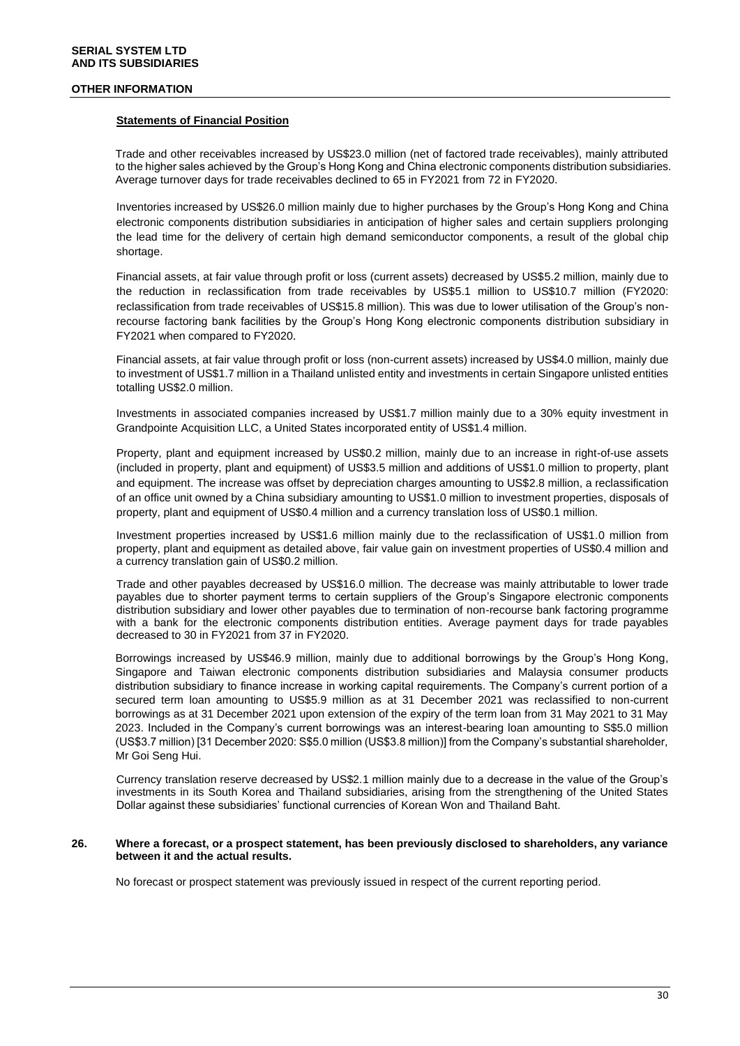**OTHER INFORMATION**

**Statements of Financial Position**

Trade and other receivables increased by US$23.0 million (net of factored trade receivables), mainly attributed to the higher sales achieved by the Group's Hong Kong and China electronic components distribution subsidiaries. Average turnover days for trade receivables declined to 65 in FY2021 from 72 in FY2020.

Inventories increased by US$26.0 million mainly due to higher purchases by the Group's Hong Kong and China electronic components distribution subsidiaries in anticipation of higher sales and certain suppliers prolonging the lead time for the delivery of certain high demand semiconductor components, a result of the global chip shortage.

Financial assets, at fair value through profit or loss (current assets) decreased by US$5.2 million, mainly due to the reduction in reclassification from trade receivables by US$5.1 million to US$10.7 million (FY2020: reclassification from trade receivables of US$15.8 million). This was due to lower utilisation of the Group's non-recourse factoring bank facilities by the Group's Hong Kong electronic components distribution subsidiary in FY2021 when compared to FY2020.

Financial assets, at fair value through profit or loss (non-current assets) increased by US$4.0 million, mainly due to investment of US$1.7 million in a Thailand unlisted entity and investments in certain Singapore unlisted entities totalling US$2.0 million.

Investments in associated companies increased by US$1.7 million mainly due to a 30% equity investment in Grandpointe Acquisition LLC, a United States incorporated entity of US$1.4 million.

Property, plant and equipment increased by US$0.2 million, mainly due to an increase in right-of-use assets (included in property, plant and equipment) of US$3.5 million and additions of US$1.0 million to property, plant and equipment. The increase was offset by depreciation charges amounting to US$2.8 million, a reclassification of an office unit owned by a China subsidiary amounting to US$1.0 million to investment properties, disposals of property, plant and equipment of US$0.4 million and a currency translation loss of US$0.1 million.

Investment properties increased by US$1.6 million mainly due to the reclassification of US$1.0 million from property, plant and equipment as detailed above, fair value gain on investment properties of US$0.4 million and a currency translation gain of US$0.2 million.

Trade and other payables decreased by US$16.0 million. The decrease was mainly attributable to lower trade payables due to shorter payment terms to certain suppliers of the Group's Singapore electronic components distribution subsidiary and lower other payables due to termination of non-recourse bank factoring programme with a bank for the electronic components distribution entities. Average payment days for trade payables decreased to 30 in FY2021 from 37 in FY2020.

Borrowings increased by US$46.9 million, mainly due to additional borrowings by the Group's Hong Kong, Singapore and Taiwan electronic components distribution subsidiaries and Malaysia consumer products distribution subsidiary to finance increase in working capital requirements. The Company's current portion of a secured term loan amounting to US$5.9 million as at 31 December 2021 was reclassified to non-current borrowings as at 31 December 2021 upon extension of the expiry of the term loan from 31 May 2021 to 31 May 2023. Included in the Company's current borrowings was an interest-bearing loan amounting to S$5.0 million (US$3.7 million) [31 December 2020: S$5.0 million (US$3.8 million)] from the Company's substantial shareholder, Mr Goi Seng Hui.

Currency translation reserve decreased by US$2.1 million mainly due to a decrease in the value of the Group's investments in its South Korea and Thailand subsidiaries, arising from the strengthening of the United States Dollar against these subsidiaries' functional currencies of Korean Won and Thailand Baht.

**26. Where a forecast, or a prospect statement, has been previously disclosed to shareholders, any variance between it and the actual results.**

No forecast or prospect statement was previously issued in respect of the current reporting period.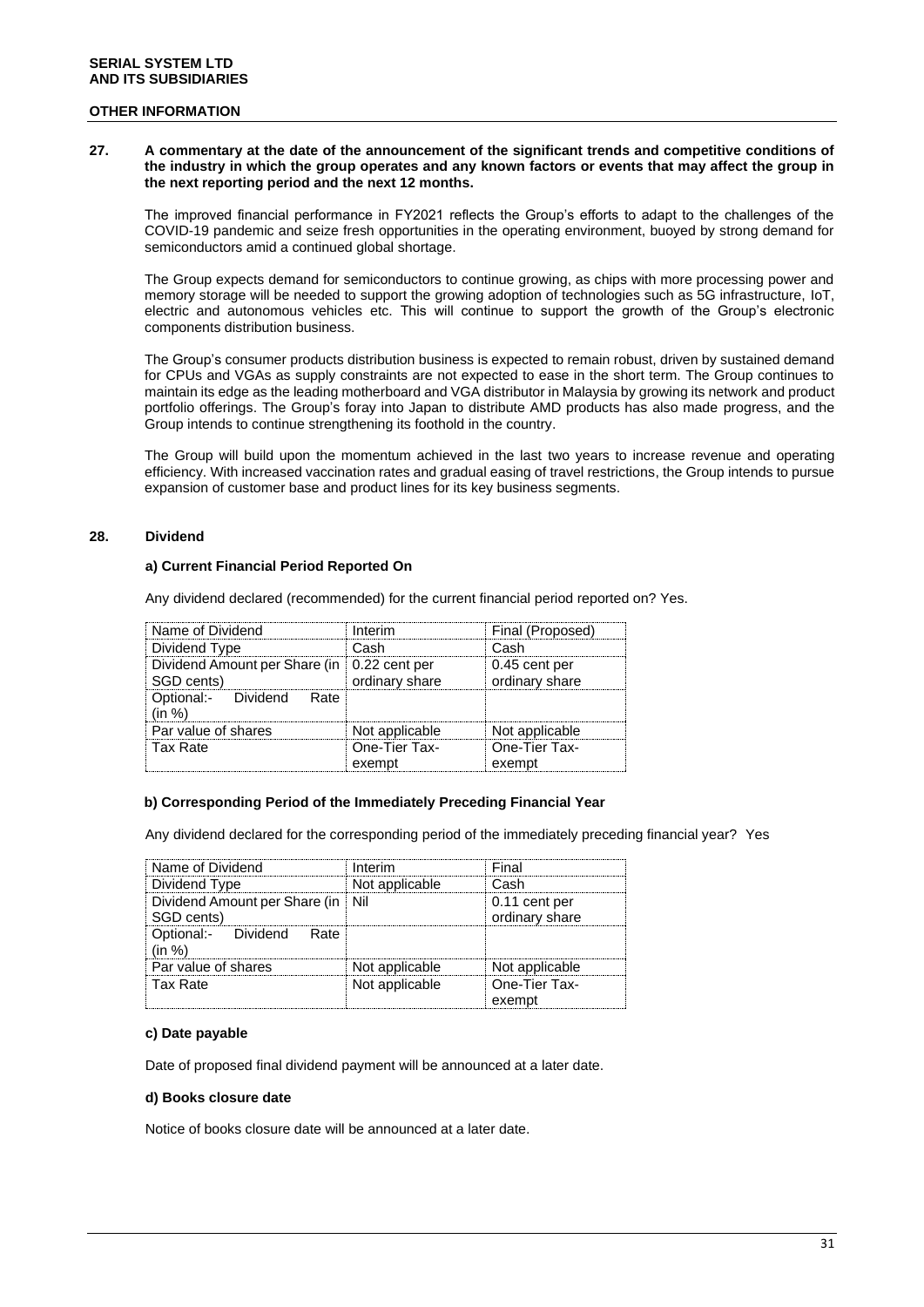**SERIAL SYSTEM LTD**
**AND ITS SUBSIDIARIES**

**OTHER INFORMATION**

**27. A commentary at the date of the announcement of the significant trends and competitive conditions of the industry in which the group operates and any known factors or events that may affect the group in the next reporting period and the next 12 months.**

The improved financial performance in FY2021 reflects the Group's efforts to adapt to the challenges of the COVID-19 pandemic and seize fresh opportunities in the operating environment, buoyed by strong demand for semiconductors amid a continued global shortage.

The Group expects demand for semiconductors to continue growing, as chips with more processing power and memory storage will be needed to support the growing adoption of technologies such as 5G infrastructure, IoT, electric and autonomous vehicles etc. This will continue to support the growth of the Group's electronic components distribution business.

The Group's consumer products distribution business is expected to remain robust, driven by sustained demand for CPUs and VGAs as supply constraints are not expected to ease in the short term. The Group continues to maintain its edge as the leading motherboard and VGA distributor in Malaysia by growing its network and product portfolio offerings. The Group's foray into Japan to distribute AMD products has also made progress, and the Group intends to continue strengthening its foothold in the country.

The Group will build upon the momentum achieved in the last two years to increase revenue and operating efficiency. With increased vaccination rates and gradual easing of travel restrictions, the Group intends to pursue expansion of customer base and product lines for its key business segments.

**28. Dividend**

**a) Current Financial Period Reported On**

Any dividend declared (recommended) for the current financial period reported on? Yes.

| Name of Dividend | Interim | Final (Proposed) |
|---|---|---|
| Dividend Type | Cash | Cash |
| Dividend Amount per Share (in SGD cents) | 0.22 cent per ordinary share | 0.45 cent per ordinary share |
| Optional:- Dividend Rate (in %) | | |
| Par value of shares | Not applicable | Not applicable |
| Tax Rate | One-Tier Tax-exempt | One-Tier Tax-exempt |

**b) Corresponding Period of the Immediately Preceding Financial Year**

Any dividend declared for the corresponding period of the immediately preceding financial year? Yes

| Name of Dividend | Interim | Final |
|---|---|---|
| Dividend Type | Not applicable | Cash |
| Dividend Amount per Share (in SGD cents) | Nil | 0.11 cent per ordinary share |
| Optional:- Dividend Rate (in %) | | |
| Par value of shares | Not applicable | Not applicable |
| Tax Rate | Not applicable | One-Tier Tax-exempt |

**c) Date payable**

Date of proposed final dividend payment will be announced at a later date.

**d) Books closure date**

Notice of books closure date will be announced at a later date.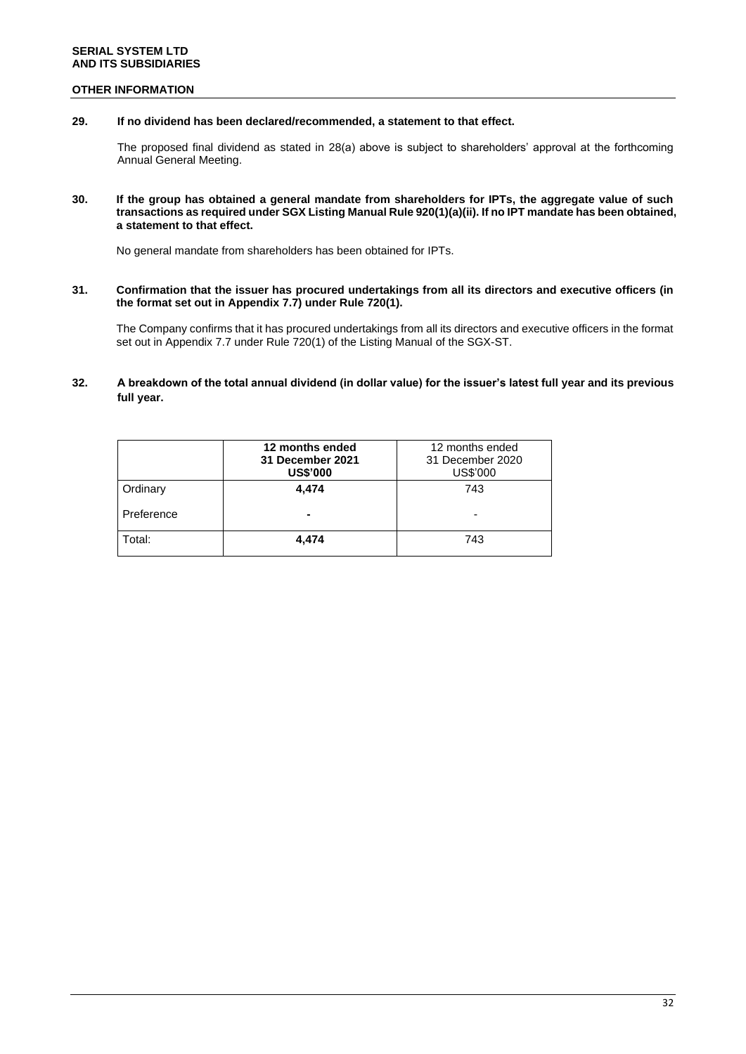## OTHER INFORMATION

**29. If no dividend has been declared/recommended, a statement to that effect.**

The proposed final dividend as stated in 28(a) above is subject to shareholders' approval at the forthcoming Annual General Meeting.

**30. If the group has obtained a general mandate from shareholders for IPTs, the aggregate value of such transactions as required under SGX Listing Manual Rule 920(1)(a)(ii). If no IPT mandate has been obtained, a statement to that effect.**

No general mandate from shareholders has been obtained for IPTs.

**31. Confirmation that the issuer has procured undertakings from all its directors and executive officers (in the format set out in Appendix 7.7) under Rule 720(1).**

The Company confirms that it has procured undertakings from all its directors and executive officers in the format set out in Appendix 7.7 under Rule 720(1) of the Listing Manual of the SGX-ST.

**32. A breakdown of the total annual dividend (in dollar value) for the issuer's latest full year and its previous full year.**

| | **12 months ended 31 December 2021 US$'000** | 12 months ended 31 December 2020 US$'000 |
|---|---|---|
| Ordinary | **4,474** | 743 |
| Preference | **-** | - |
| Total: | **4,474** | 743 |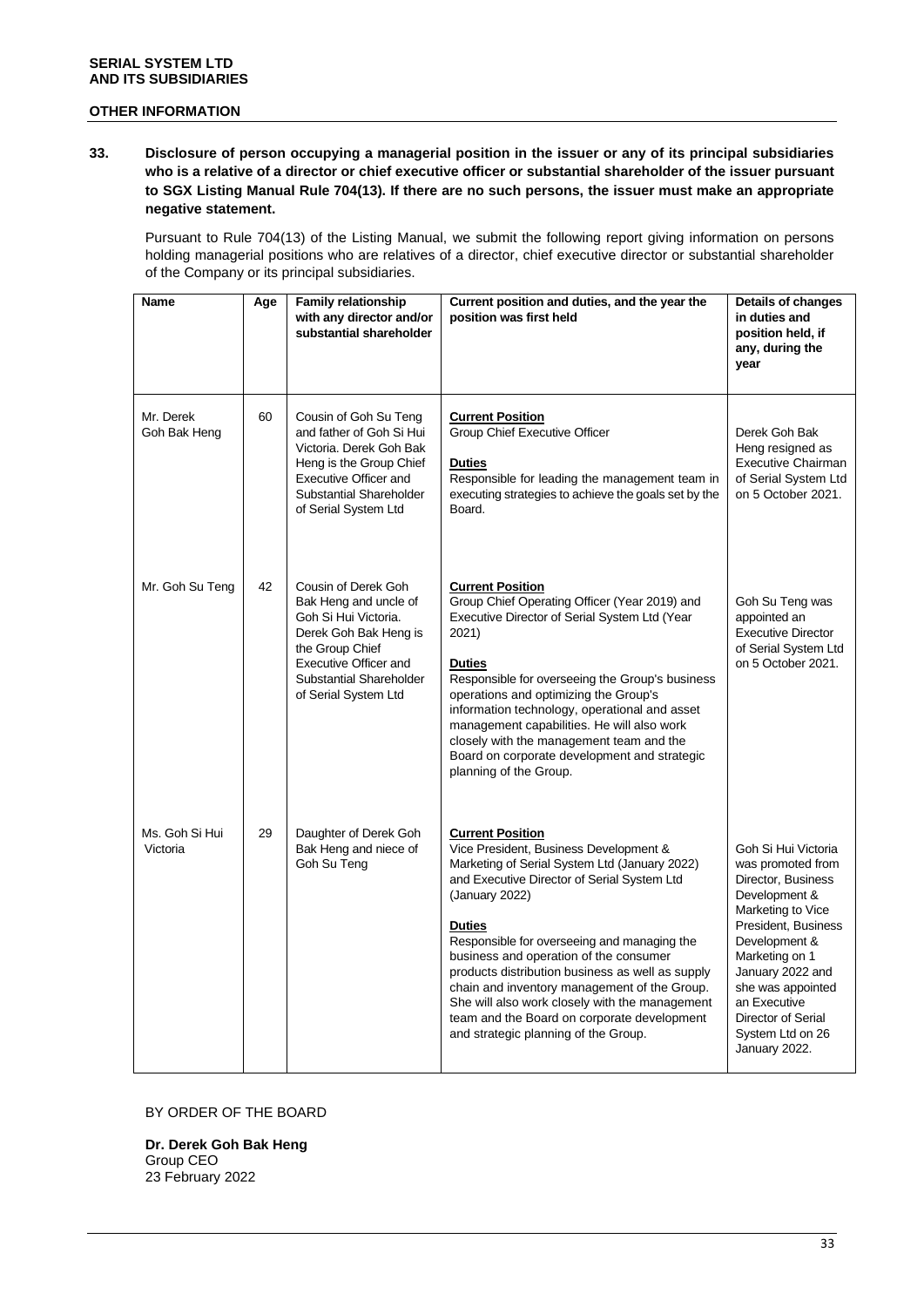**SERIAL SYSTEM LTD**
**AND ITS SUBSIDIARIES**

**OTHER INFORMATION**

**33. Disclosure of person occupying a managerial position in the issuer or any of its principal subsidiaries who is a relative of a director or chief executive officer or substantial shareholder of the issuer pursuant to SGX Listing Manual Rule 704(13). If there are no such persons, the issuer must make an appropriate negative statement.**

Pursuant to Rule 704(13) of the Listing Manual, we submit the following report giving information on persons holding managerial positions who are relatives of a director, chief executive director or substantial shareholder of the Company or its principal subsidiaries.

| Name | Age | Family relationship with any director and/or substantial shareholder | Current position and duties, and the year the position was first held | Details of changes in duties and position held, if any, during the year |
|---|---|---|---|---|
| Mr. Derek Goh Bak Heng | 60 | Cousin of Goh Su Teng and father of Goh Si Hui Victoria. Derek Goh Bak Heng is the Group Chief Executive Officer and Substantial Shareholder of Serial System Ltd | **Current Position**<br>Group Chief Executive Officer<br><br>**Duties**<br>Responsible for leading the management team in executing strategies to achieve the goals set by the Board. | Derek Goh Bak Heng resigned as Executive Chairman of Serial System Ltd on 5 October 2021. |
| Mr. Goh Su Teng | 42 | Cousin of Derek Goh Bak Heng and uncle of Goh Si Hui Victoria. Derek Goh Bak Heng is the Group Chief Executive Officer and Substantial Shareholder of Serial System Ltd | **Current Position**<br>Group Chief Operating Officer (Year 2019) and Executive Director of Serial System Ltd (Year 2021)<br><br>**Duties**<br>Responsible for overseeing the Group's business operations and optimizing the Group's information technology, operational and asset management capabilities. He will also work closely with the management team and the Board on corporate development and strategic planning of the Group. | Goh Su Teng was appointed an Executive Director of Serial System Ltd on 5 October 2021. |
| Ms. Goh Si Hui Victoria | 29 | Daughter of Derek Goh Bak Heng and niece of Goh Su Teng | **Current Position**<br>Vice President, Business Development & Marketing of Serial System Ltd (January 2022) and Executive Director of Serial System Ltd (January 2022)<br><br>**Duties**<br>Responsible for overseeing and managing the business and operation of the consumer products distribution business as well as supply chain and inventory management of the Group. She will also work closely with the management team and the Board on corporate development and strategic planning of the Group. | Goh Si Hui Victoria was promoted from Director, Business Development & Marketing to Vice President, Business Development & Marketing on 1 January 2022 and she was appointed an Executive Director of Serial System Ltd on 26 January 2022. |

BY ORDER OF THE BOARD

**Dr. Derek Goh Bak Heng**
Group CEO
23 February 2022